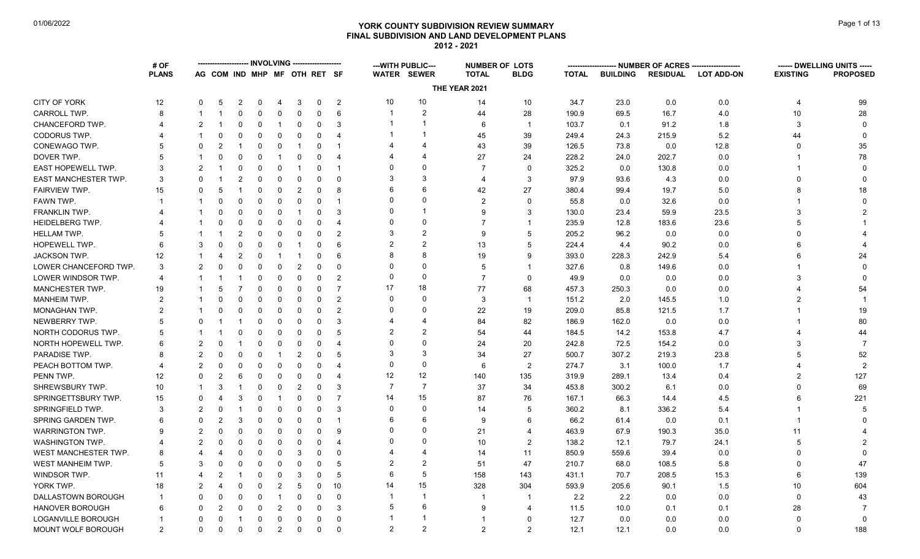# YORK COUNTY SUBDIVISION REVIEW SUMMARY
## FINAL SUBDIVISION AND LAND DEVELOPMENT PLANS
### 2012 - 2021

| | # OF PLANS | INVOLVING | | | | | | | | ---WITH PUBLIC--- | | NUMBER OF LOTS | | NUMBER OF ACRES | | | | DWELLING UNITS | |
|---|---|---|---|---|---|---|---|---|---|---|---|---|---|---|---|---|---|---|---|
| | | AG | COM | IND | MHP | MF | OTH | RET | SF | WATER | SEWER | TOTAL | BLDG | TOTAL | BUILDING | RESIDUAL | LOT ADD-ON | EXISTING | PROPOSED |
| **THE YEAR 2021** | | | | | | | | | | | | | | | | | | | |
| CITY OF YORK | 12 | 0 | 5 | 2 | 0 | 4 | 3 | 0 | 2 | 10 | 10 | 14 | 10 | 34.7 | 23.0 | 0.0 | 0.0 | 4 | 99 |
| CARROLL TWP. | 8 | 1 | 1 | 0 | 0 | 0 | 0 | 0 | 6 | 1 | 2 | 44 | 28 | 190.9 | 69.5 | 16.7 | 4.0 | 10 | 28 |
| CHANCEFORD TWP. | 4 | 2 | 1 | 0 | 0 | 1 | 0 | 0 | 3 | 1 | 1 | 6 | 1 | 103.7 | 0.1 | 91.2 | 1.8 | 3 | 0 |
| CODORUS TWP. | 4 | 1 | 0 | 0 | 0 | 0 | 0 | 0 | 4 | 1 | 1 | 45 | 39 | 249.4 | 24.3 | 215.9 | 5.2 | 44 | 0 |
| CONEWAGO TWP. | 5 | 0 | 2 | 1 | 0 | 0 | 1 | 0 | 1 | 4 | 4 | 43 | 39 | 126.5 | 73.8 | 0.0 | 12.8 | 0 | 35 |
| DOVER TWP. | 5 | 1 | 0 | 0 | 0 | 1 | 0 | 0 | 4 | 4 | 4 | 27 | 24 | 228.2 | 24.0 | 202.7 | 0.0 | 1 | 78 |
| EAST HOPEWELL TWP. | 3 | 2 | 1 | 0 | 0 | 0 | 1 | 0 | 1 | 0 | 0 | 7 | 0 | 325.2 | 0.0 | 130.8 | 0.0 | 1 | 0 |
| EAST MANCHESTER TWP. | 3 | 0 | 1 | 2 | 0 | 0 | 0 | 0 | 0 | 3 | 3 | 4 | 3 | 97.9 | 93.6 | 4.3 | 0.0 | 0 | 0 |
| FAIRVIEW TWP. | 15 | 0 | 5 | 1 | 0 | 0 | 2 | 0 | 8 | 6 | 6 | 42 | 27 | 380.4 | 99.4 | 19.7 | 5.0 | 8 | 18 |
| FAWN TWP. | 1 | 1 | 0 | 0 | 0 | 0 | 0 | 0 | 1 | 0 | 0 | 2 | 0 | 55.8 | 0.0 | 32.6 | 0.0 | 1 | 0 |
| FRANKLIN TWP. | 4 | 1 | 0 | 0 | 0 | 0 | 1 | 0 | 3 | 0 | 1 | 9 | 3 | 130.0 | 23.4 | 59.9 | 23.5 | 3 | 2 |
| HEIDELBERG TWP. | 4 | 1 | 0 | 0 | 0 | 0 | 0 | 0 | 4 | 0 | 0 | 7 | 1 | 235.9 | 12.8 | 183.6 | 23.6 | 5 | 1 |
| HELLAM TWP. | 5 | 1 | 1 | 2 | 0 | 0 | 0 | 0 | 2 | 3 | 2 | 9 | 5 | 205.2 | 96.2 | 0.0 | 0.0 | 0 | 4 |
| HOPEWELL TWP. | 6 | 3 | 0 | 0 | 0 | 0 | 1 | 0 | 6 | 2 | 2 | 13 | 5 | 224.4 | 4.4 | 90.2 | 0.0 | 6 | 4 |
| JACKSON TWP. | 12 | 1 | 4 | 2 | 0 | 1 | 1 | 0 | 6 | 8 | 8 | 19 | 9 | 393.0 | 228.3 | 242.9 | 5.4 | 6 | 24 |
| LOWER CHANCEFORD TWP. | 3 | 2 | 0 | 0 | 0 | 0 | 2 | 0 | 0 | 0 | 0 | 5 | 1 | 327.6 | 0.8 | 149.6 | 0.0 | 1 | 0 |
| LOWER WINDSOR TWP. | 4 | 1 | 1 | 1 | 0 | 0 | 0 | 0 | 2 | 0 | 0 | 7 | 0 | 49.9 | 0.0 | 0.0 | 0.0 | 3 | 0 |
| MANCHESTER TWP. | 19 | 1 | 5 | 7 | 0 | 0 | 0 | 0 | 7 | 17 | 18 | 77 | 68 | 457.3 | 250.3 | 0.0 | 0.0 | 4 | 54 |
| MANHEIM TWP. | 2 | 1 | 0 | 0 | 0 | 0 | 0 | 0 | 2 | 0 | 0 | 3 | 1 | 151.2 | 2.0 | 145.5 | 1.0 | 2 | 1 |
| MONAGHAN TWP. | 2 | 1 | 0 | 0 | 0 | 0 | 0 | 0 | 2 | 0 | 0 | 22 | 19 | 209.0 | 85.8 | 121.5 | 1.7 | 1 | 19 |
| NEWBERRY TWP. | 5 | 0 | 1 | 1 | 0 | 0 | 0 | 0 | 3 | 4 | 4 | 84 | 82 | 186.9 | 162.0 | 0.0 | 0.0 | 1 | 80 |
| NORTH CODORUS TWP. | 5 | 1 | 1 | 0 | 0 | 0 | 0 | 0 | 5 | 2 | 2 | 54 | 44 | 184.5 | 14.2 | 153.8 | 4.7 | 4 | 44 |
| NORTH HOPEWELL TWP. | 6 | 2 | 0 | 1 | 0 | 0 | 0 | 0 | 4 | 0 | 0 | 24 | 20 | 242.8 | 72.5 | 154.2 | 0.0 | 3 | 7 |
| PARADISE TWP. | 8 | 2 | 0 | 0 | 0 | 1 | 2 | 0 | 5 | 3 | 3 | 34 | 27 | 500.7 | 307.2 | 219.3 | 23.8 | 5 | 52 |
| PEACH BOTTOM TWP. | 4 | 2 | 0 | 0 | 0 | 0 | 0 | 0 | 4 | 0 | 0 | 6 | 2 | 274.7 | 3.1 | 100.0 | 1.7 | 4 | 2 |
| PENN TWP. | 12 | 0 | 2 | 6 | 0 | 0 | 0 | 0 | 4 | 12 | 12 | 140 | 135 | 319.9 | 289.1 | 13.4 | 0.4 | 2 | 127 |
| SHREWSBURY TWP. | 10 | 1 | 3 | 1 | 0 | 0 | 2 | 0 | 3 | 7 | 7 | 37 | 34 | 453.8 | 300.2 | 6.1 | 0.0 | 0 | 69 |
| SPRINGETTSBURY TWP. | 15 | 0 | 4 | 3 | 0 | 1 | 0 | 0 | 7 | 14 | 15 | 87 | 76 | 167.1 | 66.3 | 14.4 | 4.5 | 6 | 221 |
| SPRINGFIELD TWP. | 3 | 2 | 0 | 1 | 0 | 0 | 0 | 0 | 3 | 0 | 0 | 14 | 5 | 360.2 | 8.1 | 336.2 | 5.4 | 1 | 5 |
| SPRING GARDEN TWP. | 6 | 0 | 2 | 3 | 0 | 0 | 0 | 0 | 1 | 6 | 6 | 9 | 6 | 66.2 | 61.4 | 0.0 | 0.1 | 1 | 0 |
| WARRINGTON TWP. | 9 | 2 | 0 | 0 | 0 | 0 | 0 | 0 | 9 | 0 | 0 | 21 | 4 | 463.9 | 67.9 | 190.3 | 35.0 | 11 | 4 |
| WASHINGTON TWP. | 4 | 2 | 0 | 0 | 0 | 0 | 0 | 0 | 4 | 0 | 0 | 10 | 2 | 138.2 | 12.1 | 79.7 | 24.1 | 5 | 2 |
| WEST MANCHESTER TWP. | 8 | 4 | 4 | 0 | 0 | 0 | 3 | 0 | 0 | 4 | 4 | 14 | 11 | 850.9 | 559.6 | 39.4 | 0.0 | 0 | 0 |
| WEST MANHEIM TWP. | 5 | 3 | 0 | 0 | 0 | 0 | 0 | 0 | 5 | 2 | 2 | 51 | 47 | 210.7 | 68.0 | 108.5 | 5.8 | 0 | 47 |
| WINDSOR TWP. | 11 | 4 | 2 | 1 | 0 | 0 | 3 | 0 | 5 | 6 | 5 | 158 | 143 | 431.1 | 70.7 | 208.5 | 15.3 | 6 | 139 |
| YORK TWP. | 18 | 2 | 4 | 0 | 0 | 2 | 5 | 0 | 10 | 14 | 15 | 328 | 304 | 593.9 | 205.6 | 90.1 | 1.5 | 10 | 604 |
| DALLASTOWN BOROUGH | 1 | 0 | 0 | 0 | 0 | 1 | 0 | 0 | 0 | 1 | 1 | 1 | 1 | 2.2 | 2.2 | 0.0 | 0.0 | 0 | 43 |
| HANOVER BOROUGH | 6 | 0 | 2 | 0 | 0 | 2 | 0 | 0 | 3 | 5 | 6 | 9 | 4 | 11.5 | 10.0 | 0.1 | 0.1 | 28 | 7 |
| LOGANVILLE BOROUGH | 1 | 0 | 0 | 1 | 0 | 0 | 0 | 0 | 0 | 1 | 1 | 1 | 0 | 12.7 | 0.0 | 0.0 | 0.0 | 0 | 0 |
| MOUNT WOLF BOROUGH | 2 | 0 | 0 | 0 | 0 | 2 | 0 | 0 | 0 | 2 | 2 | 2 | 2 | 12.1 | 12.1 | 0.0 | 0.0 | 0 | 188 |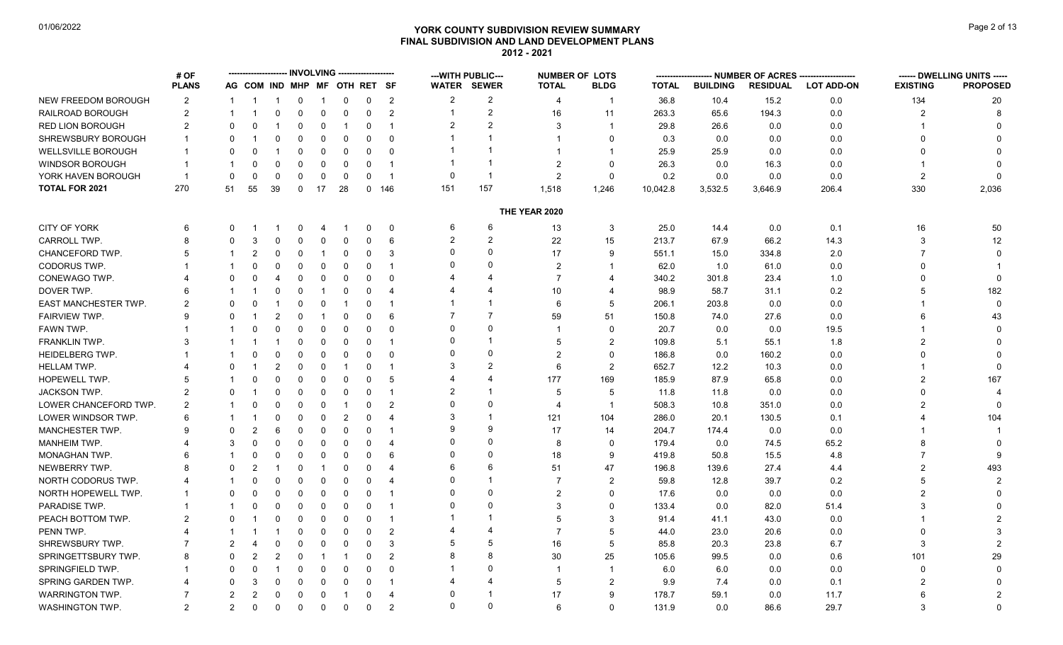# YORK COUNTY SUBDIVISION REVIEW SUMMARY
## FINAL SUBDIVISION AND LAND DEVELOPMENT PLANS
### 2012 - 2021

01/06/2022

| | # OF PLANS | INVOLVING | | | | | | | | ---WITH PUBLIC--- | | NUMBER OF LOTS | | NUMBER OF ACRES | | | | DWELLING UNITS | |
|---|---|---|---|---|---|---|---|---|---|---|---|---|---|---|---|---|---|---|---|
| | | AG | COM | IND | MHP | MF | OTH | RET | SF | WATER | SEWER | TOTAL | BLDG | TOTAL | BUILDING | RESIDUAL | LOT ADD-ON | EXISTING | PROPOSED |
| NEW FREEDOM BOROUGH | 2 | 1 | 1 | 1 | 0 | 1 | 0 | 0 | 2 | 2 | 2 | 4 | 1 | 36.8 | 10.4 | 15.2 | 0.0 | 134 | 20 |
| RAILROAD BOROUGH | 2 | 1 | 1 | 0 | 0 | 0 | 0 | 0 | 2 | 1 | 2 | 16 | 11 | 263.3 | 65.6 | 194.3 | 0.0 | 2 | 8 |
| RED LION BOROUGH | 2 | 0 | 0 | 1 | 0 | 0 | 1 | 0 | 1 | 2 | 2 | 3 | 1 | 29.8 | 26.6 | 0.0 | 0.0 | 1 | 0 |
| SHREWSBURY BOROUGH | 1 | 0 | 1 | 0 | 0 | 0 | 0 | 0 | 0 | 1 | 1 | 1 | 0 | 0.3 | 0.0 | 0.0 | 0.0 | 0 | 0 |
| WELLSVILLE BOROUGH | 1 | 0 | 0 | 1 | 0 | 0 | 0 | 0 | 0 | 1 | 1 | 1 | 1 | 25.9 | 25.9 | 0.0 | 0.0 | 0 | 0 |
| WINDSOR BOROUGH | 1 | 1 | 0 | 0 | 0 | 0 | 0 | 0 | 1 | 1 | 1 | 2 | 0 | 26.3 | 0.0 | 16.3 | 0.0 | 1 | 0 |
| YORK HAVEN BOROUGH | 1 | 0 | 0 | 0 | 0 | 0 | 0 | 0 | 1 | 0 | 1 | 2 | 0 | 0.2 | 0.0 | 0.0 | 0.0 | 2 | 0 |
| **TOTAL FOR 2021** | 270 | 51 | 55 | 39 | 0 | 17 | 28 | 0 | 146 | 151 | 157 | 1,518 | 1,246 | 10,042.8 | 3,532.5 | 3,646.9 | 206.4 | 330 | 2,036 |
| **THE YEAR 2020** | | | | | | | | | | | | | | | | | | | |
| CITY OF YORK | 6 | 0 | 1 | 1 | 0 | 4 | 1 | 0 | 0 | 6 | 6 | 13 | 3 | 25.0 | 14.4 | 0.0 | 0.1 | 16 | 50 |
| CARROLL TWP. | 8 | 0 | 3 | 0 | 0 | 0 | 0 | 0 | 6 | 2 | 2 | 22 | 15 | 213.7 | 67.9 | 66.2 | 14.3 | 3 | 12 |
| CHANCEFORD TWP. | 5 | 1 | 2 | 0 | 0 | 1 | 0 | 0 | 3 | 0 | 0 | 17 | 9 | 551.1 | 15.0 | 334.8 | 2.0 | 7 | 0 |
| CODORUS TWP. | 1 | 1 | 0 | 0 | 0 | 0 | 0 | 0 | 1 | 0 | 0 | 2 | 1 | 62.0 | 1.0 | 61.0 | 0.0 | 0 | 1 |
| CONEWAGO TWP. | 4 | 0 | 0 | 4 | 0 | 0 | 0 | 0 | 0 | 4 | 4 | 7 | 4 | 340.2 | 301.8 | 23.4 | 1.0 | 0 | 0 |
| DOVER TWP. | 6 | 1 | 1 | 0 | 0 | 1 | 0 | 0 | 4 | 4 | 4 | 10 | 4 | 98.9 | 58.7 | 31.1 | 0.2 | 5 | 182 |
| EAST MANCHESTER TWP. | 2 | 0 | 0 | 1 | 0 | 0 | 1 | 0 | 1 | 1 | 1 | 6 | 5 | 206.1 | 203.8 | 0.0 | 0.0 | 1 | 0 |
| FAIRVIEW TWP. | 9 | 0 | 1 | 2 | 0 | 1 | 0 | 0 | 6 | 7 | 7 | 59 | 51 | 150.8 | 74.0 | 27.6 | 0.0 | 6 | 43 |
| FAWN TWP. | 1 | 1 | 0 | 0 | 0 | 0 | 0 | 0 | 0 | 0 | 0 | 1 | 0 | 20.7 | 0.0 | 0.0 | 19.5 | 1 | 0 |
| FRANKLIN TWP. | 3 | 1 | 1 | 1 | 0 | 0 | 0 | 0 | 1 | 0 | 1 | 5 | 2 | 109.8 | 5.1 | 55.1 | 1.8 | 2 | 0 |
| HEIDELBERG TWP. | 1 | 1 | 0 | 0 | 0 | 0 | 0 | 0 | 0 | 0 | 0 | 2 | 0 | 186.8 | 0.0 | 160.2 | 0.0 | 0 | 0 |
| HELLAM TWP. | 4 | 0 | 1 | 2 | 0 | 0 | 1 | 0 | 1 | 3 | 2 | 6 | 2 | 652.7 | 12.2 | 10.3 | 0.0 | 1 | 0 |
| HOPEWELL TWP. | 5 | 1 | 0 | 0 | 0 | 0 | 0 | 0 | 5 | 4 | 4 | 177 | 169 | 185.9 | 87.9 | 65.8 | 0.0 | 2 | 167 |
| JACKSON TWP. | 2 | 0 | 1 | 0 | 0 | 0 | 0 | 0 | 1 | 2 | 1 | 5 | 5 | 11.8 | 11.8 | 0.0 | 0.0 | 0 | 4 |
| LOWER CHANCEFORD TWP. | 2 | 1 | 0 | 0 | 0 | 0 | 1 | 0 | 2 | 0 | 0 | 4 | 1 | 508.3 | 10.8 | 351.0 | 0.0 | 2 | 0 |
| LOWER WINDSOR TWP. | 6 | 1 | 1 | 0 | 0 | 0 | 2 | 0 | 4 | 3 | 1 | 121 | 104 | 286.0 | 20.1 | 130.5 | 0.1 | 4 | 104 |
| MANCHESTER TWP. | 9 | 0 | 2 | 6 | 0 | 0 | 0 | 0 | 1 | 9 | 9 | 17 | 14 | 204.7 | 174.4 | 0.0 | 0.0 | 1 | 1 |
| MANHEIM TWP. | 4 | 3 | 0 | 0 | 0 | 0 | 0 | 0 | 4 | 0 | 0 | 8 | 0 | 179.4 | 0.0 | 74.5 | 65.2 | 8 | 0 |
| MONAGHAN TWP. | 6 | 1 | 0 | 0 | 0 | 0 | 0 | 0 | 6 | 0 | 0 | 18 | 9 | 419.8 | 50.8 | 15.5 | 4.8 | 7 | 9 |
| NEWBERRY TWP. | 8 | 0 | 2 | 1 | 0 | 1 | 0 | 0 | 4 | 6 | 6 | 51 | 47 | 196.8 | 139.6 | 27.4 | 4.4 | 2 | 493 |
| NORTH CODORUS TWP. | 4 | 1 | 0 | 0 | 0 | 0 | 0 | 0 | 4 | 0 | 1 | 7 | 2 | 59.8 | 12.8 | 39.7 | 0.2 | 5 | 2 |
| NORTH HOPEWELL TWP. | 1 | 0 | 0 | 0 | 0 | 0 | 0 | 0 | 1 | 0 | 0 | 2 | 0 | 17.6 | 0.0 | 0.0 | 0.0 | 2 | 0 |
| PARADISE TWP. | 1 | 1 | 0 | 0 | 0 | 0 | 0 | 0 | 1 | 0 | 0 | 3 | 0 | 133.4 | 0.0 | 82.0 | 51.4 | 3 | 0 |
| PEACH BOTTOM TWP. | 2 | 0 | 1 | 0 | 0 | 0 | 0 | 0 | 1 | 1 | 1 | 5 | 3 | 91.4 | 41.1 | 43.0 | 0.0 | 1 | 2 |
| PENN TWP. | 4 | 1 | 1 | 1 | 0 | 0 | 0 | 0 | 2 | 4 | 4 | 7 | 5 | 44.0 | 23.0 | 20.6 | 0.0 | 0 | 3 |
| SHREWSBURY TWP. | 7 | 2 | 4 | 0 | 0 | 0 | 0 | 0 | 3 | 5 | 5 | 16 | 5 | 85.8 | 20.3 | 23.8 | 6.7 | 3 | 2 |
| SPRINGETTSBURY TWP. | 8 | 0 | 2 | 2 | 0 | 1 | 1 | 0 | 2 | 8 | 8 | 30 | 25 | 105.6 | 99.5 | 0.0 | 0.6 | 101 | 29 |
| SPRINGFIELD TWP. | 1 | 0 | 0 | 1 | 0 | 0 | 0 | 0 | 0 | 1 | 0 | 1 | 1 | 6.0 | 6.0 | 0.0 | 0.0 | 0 | 0 |
| SPRING GARDEN TWP. | 4 | 0 | 3 | 0 | 0 | 0 | 0 | 0 | 1 | 4 | 4 | 5 | 2 | 9.9 | 7.4 | 0.0 | 0.1 | 2 | 0 |
| WARRINGTON TWP. | 7 | 2 | 2 | 0 | 0 | 0 | 1 | 0 | 4 | 0 | 1 | 17 | 9 | 178.7 | 59.1 | 0.0 | 11.7 | 6 | 2 |
| WASHINGTON TWP. | 2 | 2 | 0 | 0 | 0 | 0 | 0 | 0 | 2 | 0 | 0 | 6 | 0 | 131.9 | 0.0 | 86.6 | 29.7 | 3 | 0 |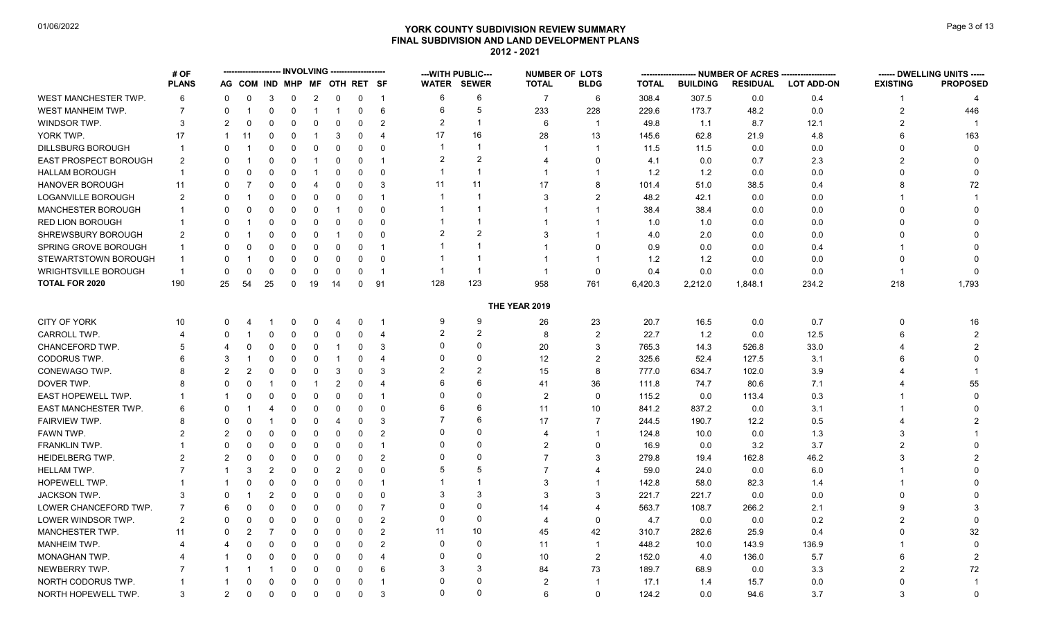# YORK COUNTY SUBDIVISION REVIEW SUMMARY
## FINAL SUBDIVISION AND LAND DEVELOPMENT PLANS
### 2012 - 2021

01/06/2022

| | # OF PLANS | INVOLVING | | | | | | | | WITH PUBLIC | | NUMBER OF LOTS | | NUMBER OF ACRES | | | | DWELLING UNITS | |
|---|---|---|---|---|---|---|---|---|---|---|---|---|---|---|---|---|---|---|---|
| | | AG | COM | IND | MHP | MF | OTH | RET | SF | WATER | SEWER | TOTAL | BLDG | TOTAL | BUILDING | RESIDUAL | LOT ADD-ON | EXISTING | PROPOSED |
| WEST MANCHESTER TWP. | 6 | 0 | 0 | 3 | 0 | 2 | 0 | 0 | 1 | 6 | 6 | 7 | 6 | 308.4 | 307.5 | 0.0 | 0.4 | 1 | 4 |
| WEST MANHEIM TWP. | 7 | 0 | 1 | 0 | 0 | 1 | 1 | 0 | 6 | 6 | 5 | 233 | 228 | 229.6 | 173.7 | 48.2 | 0.0 | 2 | 446 |
| WINDSOR TWP. | 3 | 2 | 0 | 0 | 0 | 0 | 0 | 0 | 2 | 2 | 1 | 6 | 1 | 49.8 | 1.1 | 8.7 | 12.1 | 2 | 1 |
| YORK TWP. | 17 | 1 | 11 | 0 | 0 | 1 | 3 | 0 | 4 | 17 | 16 | 28 | 13 | 145.6 | 62.8 | 21.9 | 4.8 | 6 | 163 |
| DILLSBURG BOROUGH | 1 | 0 | 1 | 0 | 0 | 0 | 0 | 0 | 0 | 1 | 1 | 1 | 1 | 11.5 | 11.5 | 0.0 | 0.0 | 0 | 0 |
| EAST PROSPECT BOROUGH | 2 | 0 | 1 | 0 | 0 | 1 | 0 | 0 | 1 | 2 | 2 | 4 | 0 | 4.1 | 0.0 | 0.7 | 2.3 | 2 | 0 |
| HALLAM BOROUGH | 1 | 0 | 0 | 0 | 0 | 1 | 0 | 0 | 0 | 1 | 1 | 1 | 1 | 1.2 | 1.2 | 0.0 | 0.0 | 0 | 0 |
| HANOVER BOROUGH | 11 | 0 | 7 | 0 | 0 | 4 | 0 | 0 | 3 | 11 | 11 | 17 | 8 | 101.4 | 51.0 | 38.5 | 0.4 | 8 | 72 |
| LOGANVILLE BOROUGH | 2 | 0 | 1 | 0 | 0 | 0 | 0 | 0 | 1 | 1 | 1 | 3 | 2 | 48.2 | 42.1 | 0.0 | 0.0 | 1 | 1 |
| MANCHESTER BOROUGH | 1 | 0 | 0 | 0 | 0 | 0 | 1 | 0 | 0 | 1 | 1 | 1 | 1 | 38.4 | 38.4 | 0.0 | 0.0 | 0 | 0 |
| RED LION BOROUGH | 1 | 0 | 1 | 0 | 0 | 0 | 0 | 0 | 0 | 1 | 1 | 1 | 1 | 1.0 | 1.0 | 0.0 | 0.0 | 0 | 0 |
| SHREWSBURY BOROUGH | 2 | 0 | 1 | 0 | 0 | 0 | 1 | 0 | 0 | 2 | 2 | 3 | 1 | 4.0 | 2.0 | 0.0 | 0.0 | 0 | 0 |
| SPRING GROVE BOROUGH | 1 | 0 | 0 | 0 | 0 | 0 | 0 | 0 | 1 | 1 | 1 | 1 | 0 | 0.9 | 0.0 | 0.0 | 0.4 | 1 | 0 |
| STEWARTSTOWN BOROUGH | 1 | 0 | 1 | 0 | 0 | 0 | 0 | 0 | 0 | 1 | 1 | 1 | 1 | 1.2 | 1.2 | 0.0 | 0.0 | 0 | 0 |
| WRIGHTSVILLE BOROUGH | 1 | 0 | 0 | 0 | 0 | 0 | 0 | 0 | 1 | 1 | 1 | 1 | 0 | 0.4 | 0.0 | 0.0 | 0.0 | 1 | 0 |
| **TOTAL FOR 2020** | 190 | 25 | 54 | 25 | 0 | 19 | 14 | 0 | 91 | 128 | 123 | 958 | 761 | 6,420.3 | 2,212.0 | 1,848.1 | 234.2 | 218 | 1,793 |
| **THE YEAR 2019** | | | | | | | | | | | | | | | | | | | |
| CITY OF YORK | 10 | 0 | 4 | 1 | 0 | 0 | 4 | 0 | 1 | 9 | 9 | 26 | 23 | 20.7 | 16.5 | 0.0 | 0.7 | 0 | 16 |
| CARROLL TWP. | 4 | 0 | 1 | 0 | 0 | 0 | 0 | 0 | 4 | 2 | 2 | 8 | 2 | 22.7 | 1.2 | 0.0 | 12.5 | 6 | 2 |
| CHANCEFORD TWP. | 5 | 4 | 0 | 0 | 0 | 0 | 1 | 0 | 3 | 0 | 0 | 20 | 3 | 765.3 | 14.3 | 526.8 | 33.0 | 4 | 2 |
| CODORUS TWP. | 6 | 3 | 1 | 0 | 0 | 0 | 1 | 0 | 4 | 0 | 0 | 12 | 2 | 325.6 | 52.4 | 127.5 | 3.1 | 6 | 0 |
| CONEWAGO TWP. | 8 | 2 | 2 | 0 | 0 | 0 | 3 | 0 | 3 | 2 | 2 | 15 | 8 | 777.0 | 634.7 | 102.0 | 3.9 | 4 | 1 |
| DOVER TWP. | 8 | 0 | 0 | 1 | 0 | 1 | 2 | 0 | 4 | 6 | 6 | 41 | 36 | 111.8 | 74.7 | 80.6 | 7.1 | 4 | 55 |
| EAST HOPEWELL TWP. | 1 | 1 | 0 | 0 | 0 | 0 | 0 | 0 | 1 | 0 | 0 | 2 | 0 | 115.2 | 0.0 | 113.4 | 0.3 | 1 | 0 |
| EAST MANCHESTER TWP. | 6 | 0 | 1 | 4 | 0 | 0 | 0 | 0 | 0 | 6 | 6 | 11 | 10 | 841.2 | 837.2 | 0.0 | 3.1 | 1 | 0 |
| FAIRVIEW TWP. | 8 | 0 | 0 | 1 | 0 | 0 | 4 | 0 | 3 | 7 | 6 | 17 | 7 | 244.5 | 190.7 | 12.2 | 0.5 | 4 | 2 |
| FAWN TWP. | 2 | 2 | 0 | 0 | 0 | 0 | 0 | 0 | 2 | 0 | 0 | 4 | 1 | 124.8 | 10.0 | 0.0 | 1.3 | 3 | 1 |
| FRANKLIN TWP. | 1 | 0 | 0 | 0 | 0 | 0 | 0 | 0 | 1 | 0 | 0 | 2 | 0 | 16.9 | 0.0 | 3.2 | 3.7 | 2 | 0 |
| HEIDELBERG TWP. | 2 | 2 | 0 | 0 | 0 | 0 | 0 | 0 | 2 | 0 | 0 | 7 | 3 | 279.8 | 19.4 | 162.8 | 46.2 | 3 | 2 |
| HELLAM TWP. | 7 | 1 | 3 | 2 | 0 | 0 | 2 | 0 | 0 | 5 | 5 | 7 | 4 | 59.0 | 24.0 | 0.0 | 6.0 | 1 | 0 |
| HOPEWELL TWP. | 1 | 1 | 0 | 0 | 0 | 0 | 0 | 0 | 1 | 1 | 1 | 3 | 1 | 142.8 | 58.0 | 82.3 | 1.4 | 1 | 0 |
| JACKSON TWP. | 3 | 0 | 1 | 2 | 0 | 0 | 0 | 0 | 0 | 3 | 3 | 3 | 3 | 221.7 | 221.7 | 0.0 | 0.0 | 0 | 0 |
| LOWER CHANCEFORD TWP. | 7 | 6 | 0 | 0 | 0 | 0 | 0 | 0 | 7 | 0 | 0 | 14 | 4 | 563.7 | 108.7 | 266.2 | 2.1 | 9 | 3 |
| LOWER WINDSOR TWP. | 2 | 0 | 0 | 0 | 0 | 0 | 0 | 0 | 2 | 0 | 0 | 4 | 0 | 4.7 | 0.0 | 0.0 | 0.2 | 2 | 0 |
| MANCHESTER TWP. | 11 | 0 | 2 | 7 | 0 | 0 | 0 | 0 | 2 | 11 | 10 | 45 | 42 | 310.7 | 282.6 | 25.9 | 0.4 | 0 | 32 |
| MANHEIM TWP. | 4 | 4 | 0 | 0 | 0 | 0 | 0 | 0 | 2 | 0 | 0 | 11 | 1 | 448.2 | 10.0 | 143.9 | 136.9 | 1 | 0 |
| MONAGHAN TWP. | 4 | 1 | 0 | 0 | 0 | 0 | 0 | 0 | 4 | 0 | 0 | 10 | 2 | 152.0 | 4.0 | 136.0 | 5.7 | 6 | 2 |
| NEWBERRY TWP. | 7 | 1 | 1 | 1 | 0 | 0 | 0 | 0 | 6 | 3 | 3 | 84 | 73 | 189.7 | 68.9 | 0.0 | 3.3 | 2 | 72 |
| NORTH CODORUS TWP. | 1 | 1 | 0 | 0 | 0 | 0 | 0 | 0 | 1 | 0 | 0 | 2 | 1 | 17.1 | 1.4 | 15.7 | 0.0 | 0 | 1 |
| NORTH HOPEWELL TWP. | 3 | 2 | 0 | 0 | 0 | 0 | 0 | 0 | 3 | 0 | 0 | 6 | 0 | 124.2 | 0.0 | 94.6 | 3.7 | 3 | 0 |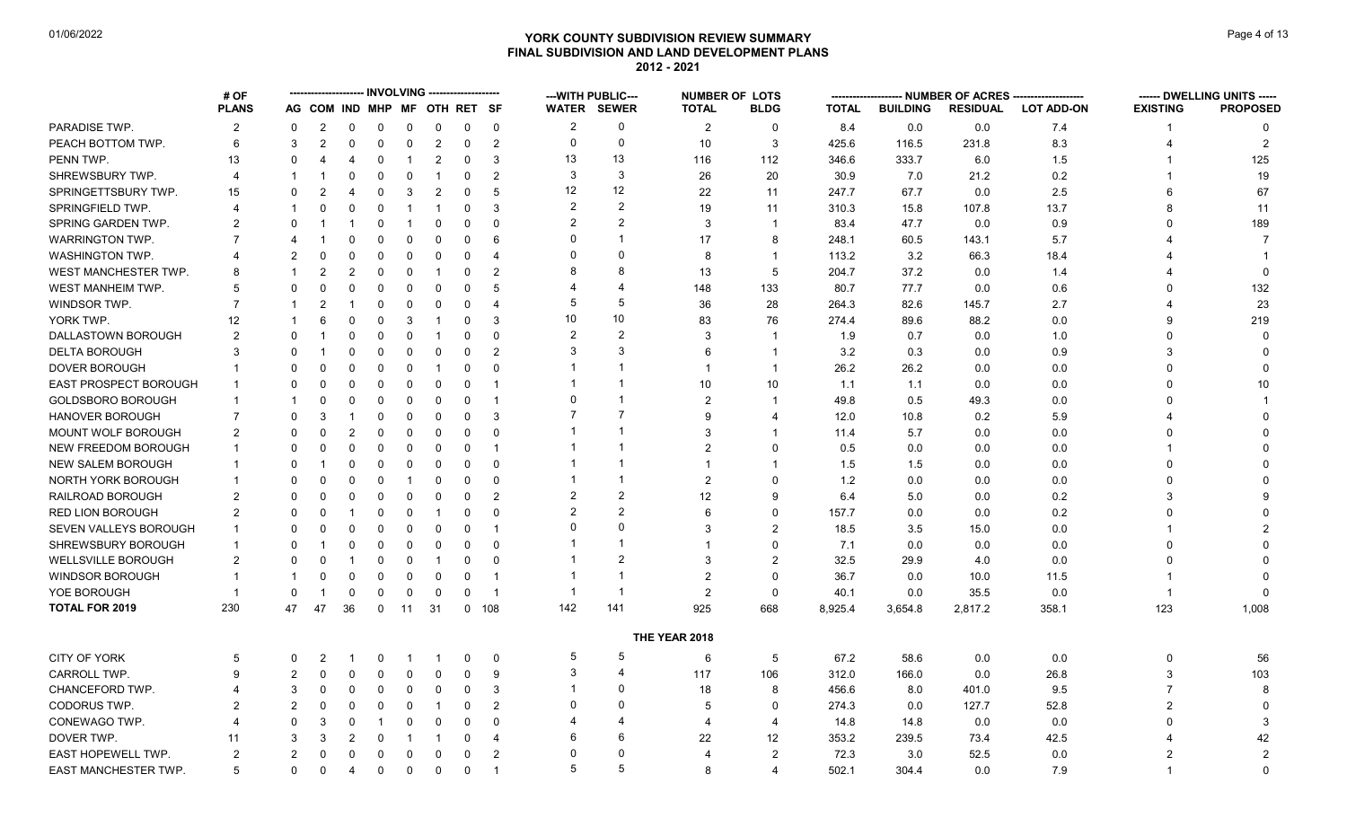# YORK COUNTY SUBDIVISION REVIEW SUMMARY
## FINAL SUBDIVISION AND LAND DEVELOPMENT PLANS
## 2012 - 2021

01/06/2022

| | # OF PLANS | INVOLVING | | | | | | | | ---WITH PUBLIC--- | | NUMBER OF LOTS | | NUMBER OF ACRES | | | | ------ DWELLING UNITS ----- | |
|---|---|---|---|---|---|---|---|---|---|---|---|---|---|---|---|---|---|---|---|
| | | AG | COM | IND | MHP | MF | OTH | RET | SF | WATER | SEWER | TOTAL | BLDG | TOTAL | BUILDING | RESIDUAL | LOT ADD-ON | EXISTING | PROPOSED |
| PARADISE TWP. | 2 | 0 | 2 | 0 | 0 | 0 | 0 | 0 | 0 | 2 | 0 | 2 | 0 | 8.4 | 0.0 | 0.0 | 7.4 | 1 | 0 |
| PEACH BOTTOM TWP. | 6 | 3 | 2 | 0 | 0 | 0 | 2 | 0 | 2 | 0 | 0 | 10 | 3 | 425.6 | 116.5 | 231.8 | 8.3 | 4 | 2 |
| PENN TWP. | 13 | 0 | 4 | 4 | 0 | 1 | 2 | 0 | 3 | 13 | 13 | 116 | 112 | 346.6 | 333.7 | 6.0 | 1.5 | 1 | 125 |
| SHREWSBURY TWP. | 4 | 1 | 1 | 0 | 0 | 0 | 1 | 0 | 2 | 3 | 3 | 26 | 20 | 30.9 | 7.0 | 21.2 | 0.2 | 1 | 19 |
| SPRINGETTSBURY TWP. | 15 | 0 | 2 | 4 | 0 | 3 | 2 | 0 | 5 | 12 | 12 | 22 | 11 | 247.7 | 67.7 | 0.0 | 2.5 | 6 | 67 |
| SPRINGFIELD TWP. | 4 | 1 | 0 | 0 | 0 | 1 | 1 | 0 | 3 | 2 | 2 | 19 | 11 | 310.3 | 15.8 | 107.8 | 13.7 | 8 | 11 |
| SPRING GARDEN TWP. | 2 | 0 | 1 | 1 | 0 | 1 | 0 | 0 | 0 | 2 | 2 | 3 | 1 | 83.4 | 47.7 | 0.0 | 0.9 | 0 | 189 |
| WARRINGTON TWP. | 7 | 4 | 1 | 0 | 0 | 0 | 0 | 0 | 6 | 0 | 1 | 17 | 8 | 248.1 | 60.5 | 143.1 | 5.7 | 4 | 7 |
| WASHINGTON TWP. | 4 | 2 | 0 | 0 | 0 | 0 | 0 | 0 | 4 | 0 | 0 | 8 | 1 | 113.2 | 3.2 | 66.3 | 18.4 | 4 | 1 |
| WEST MANCHESTER TWP. | 8 | 1 | 2 | 2 | 0 | 0 | 1 | 0 | 2 | 8 | 8 | 13 | 5 | 204.7 | 37.2 | 0.0 | 1.4 | 4 | 0 |
| WEST MANHEIM TWP. | 5 | 0 | 0 | 0 | 0 | 0 | 0 | 0 | 5 | 4 | 4 | 148 | 133 | 80.7 | 77.7 | 0.0 | 0.6 | 0 | 132 |
| WINDSOR TWP. | 7 | 1 | 2 | 1 | 0 | 0 | 0 | 0 | 4 | 5 | 5 | 36 | 28 | 264.3 | 82.6 | 145.7 | 2.7 | 4 | 23 |
| YORK TWP. | 12 | 1 | 6 | 0 | 0 | 3 | 1 | 0 | 3 | 10 | 10 | 83 | 76 | 274.4 | 89.6 | 88.2 | 0.0 | 9 | 219 |
| DALLASTOWN BOROUGH | 2 | 0 | 1 | 0 | 0 | 0 | 1 | 0 | 0 | 2 | 2 | 3 | 1 | 1.9 | 0.7 | 0.0 | 1.0 | 0 | 0 |
| DELTA BOROUGH | 3 | 0 | 1 | 0 | 0 | 0 | 0 | 0 | 2 | 3 | 3 | 6 | 1 | 3.2 | 0.3 | 0.0 | 0.9 | 3 | 0 |
| DOVER BOROUGH | 1 | 0 | 0 | 0 | 0 | 0 | 1 | 0 | 0 | 1 | 1 | 1 | 1 | 26.2 | 26.2 | 0.0 | 0.0 | 0 | 0 |
| EAST PROSPECT BOROUGH | 1 | 0 | 0 | 0 | 0 | 0 | 0 | 0 | 1 | 1 | 1 | 10 | 10 | 1.1 | 1.1 | 0.0 | 0.0 | 0 | 10 |
| GOLDSBORO BOROUGH | 1 | 1 | 0 | 0 | 0 | 0 | 0 | 0 | 1 | 0 | 1 | 2 | 1 | 49.8 | 0.5 | 49.3 | 0.0 | 0 | 1 |
| HANOVER BOROUGH | 7 | 0 | 3 | 1 | 0 | 0 | 0 | 0 | 3 | 7 | 7 | 9 | 4 | 12.0 | 10.8 | 0.2 | 5.9 | 4 | 0 |
| MOUNT WOLF BOROUGH | 2 | 0 | 0 | 2 | 0 | 0 | 0 | 0 | 0 | 1 | 1 | 3 | 1 | 11.4 | 5.7 | 0.0 | 0.0 | 0 | 0 |
| NEW FREEDOM BOROUGH | 1 | 0 | 0 | 0 | 0 | 0 | 0 | 0 | 1 | 1 | 1 | 2 | 0 | 0.5 | 0.0 | 0.0 | 0.0 | 1 | 0 |
| NEW SALEM BOROUGH | 1 | 0 | 1 | 0 | 0 | 0 | 0 | 0 | 0 | 1 | 1 | 1 | 1 | 1.5 | 1.5 | 0.0 | 0.0 | 0 | 0 |
| NORTH YORK BOROUGH | 1 | 0 | 0 | 0 | 0 | 1 | 0 | 0 | 0 | 1 | 1 | 2 | 0 | 1.2 | 0.0 | 0.0 | 0.0 | 0 | 0 |
| RAILROAD BOROUGH | 2 | 0 | 0 | 0 | 0 | 0 | 0 | 0 | 2 | 2 | 2 | 12 | 9 | 6.4 | 5.0 | 0.0 | 0.2 | 3 | 9 |
| RED LION BOROUGH | 2 | 0 | 0 | 1 | 0 | 0 | 1 | 0 | 0 | 2 | 2 | 6 | 0 | 157.7 | 0.0 | 0.0 | 0.2 | 0 | 0 |
| SEVEN VALLEYS BOROUGH | 1 | 0 | 0 | 0 | 0 | 0 | 0 | 0 | 1 | 0 | 0 | 3 | 2 | 18.5 | 3.5 | 15.0 | 0.0 | 1 | 2 |
| SHREWSBURY BOROUGH | 1 | 0 | 1 | 0 | 0 | 0 | 0 | 0 | 0 | 1 | 1 | 1 | 0 | 7.1 | 0.0 | 0.0 | 0.0 | 0 | 0 |
| WELLSVILLE BOROUGH | 2 | 0 | 0 | 1 | 0 | 0 | 1 | 0 | 0 | 1 | 2 | 3 | 2 | 32.5 | 29.9 | 4.0 | 0.0 | 0 | 0 |
| WINDSOR BOROUGH | 1 | 1 | 0 | 0 | 0 | 0 | 0 | 0 | 1 | 1 | 1 | 2 | 0 | 36.7 | 0.0 | 10.0 | 11.5 | 1 | 0 |
| YOE BOROUGH | 1 | 0 | 1 | 0 | 0 | 0 | 0 | 0 | 1 | 1 | 1 | 2 | 0 | 40.1 | 0.0 | 35.5 | 0.0 | 1 | 0 |
| **TOTAL FOR 2019** | 230 | 47 | 47 | 36 | 0 | 11 | 31 | 0 | 108 | 142 | 141 | 925 | 668 | 8,925.4 | 3,654.8 | 2,817.2 | 358.1 | 123 | 1,008 |
| | | | | | | | | | | | | **THE YEAR 2018** | | | | | | | |
| CITY OF YORK | 5 | 0 | 2 | 1 | 0 | 1 | 1 | 0 | 0 | 5 | 5 | 6 | 5 | 67.2 | 58.6 | 0.0 | 0.0 | 0 | 56 |
| CARROLL TWP. | 9 | 2 | 0 | 0 | 0 | 0 | 0 | 0 | 9 | 3 | 4 | 117 | 106 | 312.0 | 166.0 | 0.0 | 26.8 | 3 | 103 |
| CHANCEFORD TWP. | 4 | 3 | 0 | 0 | 0 | 0 | 0 | 0 | 3 | 1 | 0 | 18 | 8 | 456.6 | 8.0 | 401.0 | 9.5 | 7 | 8 |
| CODORUS TWP. | 2 | 2 | 0 | 0 | 0 | 0 | 1 | 0 | 2 | 0 | 0 | 5 | 0 | 274.3 | 0.0 | 127.7 | 52.8 | 2 | 0 |
| CONEWAGO TWP. | 4 | 0 | 3 | 0 | 1 | 0 | 0 | 0 | 0 | 4 | 4 | 4 | 4 | 14.8 | 14.8 | 0.0 | 0.0 | 0 | 3 |
| DOVER TWP. | 11 | 3 | 3 | 2 | 0 | 1 | 1 | 0 | 4 | 6 | 6 | 22 | 12 | 353.2 | 239.5 | 73.4 | 42.5 | 4 | 42 |
| EAST HOPEWELL TWP. | 2 | 2 | 0 | 0 | 0 | 0 | 0 | 0 | 2 | 0 | 0 | 4 | 2 | 72.3 | 3.0 | 52.5 | 0.0 | 2 | 2 |
| EAST MANCHESTER TWP. | 5 | 0 | 0 | 4 | 0 | 0 | 0 | 0 | 1 | 5 | 5 | 8 | 4 | 502.1 | 304.4 | 0.0 | 7.9 | 1 | 0 |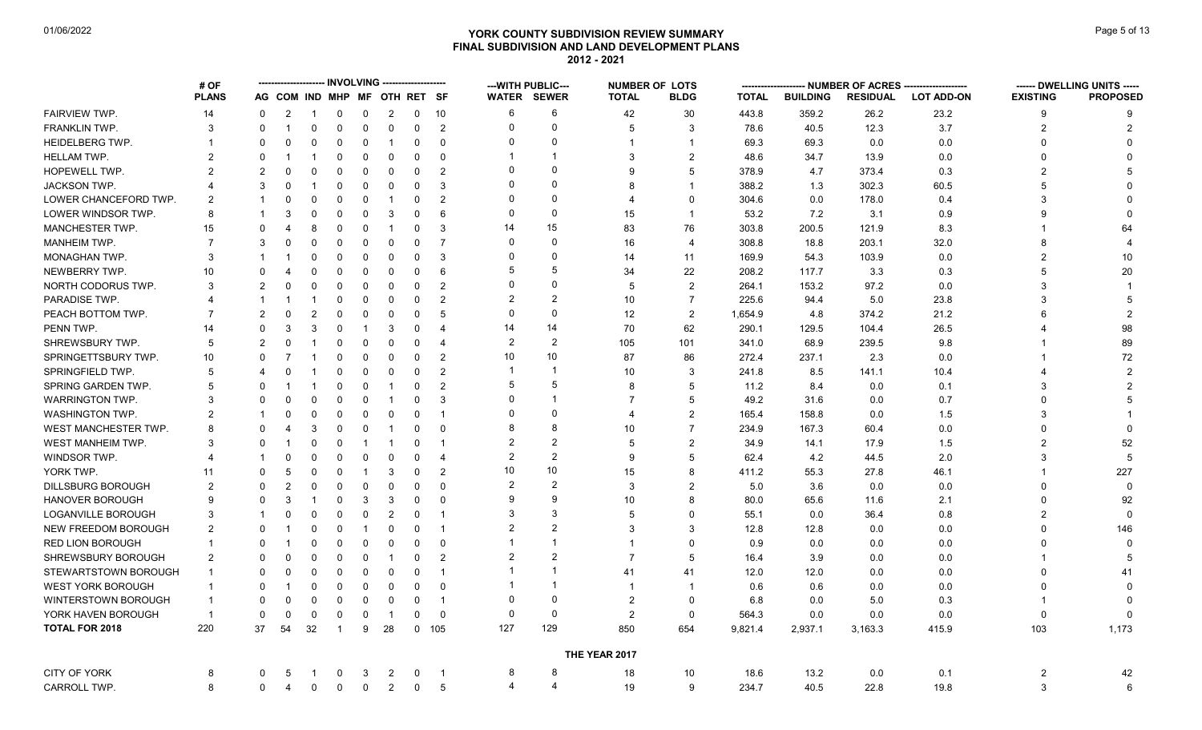# YORK COUNTY SUBDIVISION REVIEW SUMMARY
## FINAL SUBDIVISION AND LAND DEVELOPMENT PLANS
### 2012 - 2021

|  | # OF | INVOLVING |  |  |  |  |  |  |  | ---WITH PUBLIC--- |  | NUMBER OF LOTS |  | NUMBER OF ACRES |  |  |  | DWELLING UNITS |  |
|---|---|---|---|---|---|---|---|---|---|---|---|---|---|---|---|---|---|---|---|
|  | PLANS | AG | COM | IND | MHP | MF | OTH | RET | SF | WATER | SEWER | TOTAL | BLDG | TOTAL | BUILDING | RESIDUAL | LOT ADD-ON | EXISTING | PROPOSED |
| FAIRVIEW TWP. | 14 | 0 | 2 | 1 | 0 | 0 | 2 | 0 | 10 | 6 | 6 | 42 | 30 | 443.8 | 359.2 | 26.2 | 23.2 | 9 | 9 |
| FRANKLIN TWP. | 3 | 0 | 1 | 0 | 0 | 0 | 0 | 0 | 2 | 0 | 0 | 5 | 3 | 78.6 | 40.5 | 12.3 | 3.7 | 2 | 2 |
| HEIDELBERG TWP. | 1 | 0 | 0 | 0 | 0 | 0 | 1 | 0 | 0 | 0 | 0 | 1 | 1 | 69.3 | 69.3 | 0.0 | 0.0 | 0 | 0 |
| HELLAM TWP. | 2 | 0 | 1 | 1 | 0 | 0 | 0 | 0 | 0 | 1 | 1 | 3 | 2 | 48.6 | 34.7 | 13.9 | 0.0 | 0 | 0 |
| HOPEWELL TWP. | 2 | 2 | 0 | 0 | 0 | 0 | 0 | 0 | 2 | 0 | 0 | 9 | 5 | 378.9 | 4.7 | 373.4 | 0.3 | 2 | 5 |
| JACKSON TWP. | 4 | 3 | 0 | 1 | 0 | 0 | 0 | 0 | 3 | 0 | 0 | 8 | 1 | 388.2 | 1.3 | 302.3 | 60.5 | 5 | 0 |
| LOWER CHANCEFORD TWP. | 2 | 1 | 0 | 0 | 0 | 0 | 1 | 0 | 2 | 0 | 0 | 4 | 0 | 304.6 | 0.0 | 178.0 | 0.4 | 3 | 0 |
| LOWER WINDSOR TWP. | 8 | 1 | 3 | 0 | 0 | 0 | 3 | 0 | 6 | 0 | 0 | 15 | 1 | 53.2 | 7.2 | 3.1 | 0.9 | 9 | 0 |
| MANCHESTER TWP. | 15 | 0 | 4 | 8 | 0 | 0 | 1 | 0 | 3 | 14 | 15 | 83 | 76 | 303.8 | 200.5 | 121.9 | 8.3 | 1 | 64 |
| MANHEIM TWP. | 7 | 3 | 0 | 0 | 0 | 0 | 0 | 0 | 7 | 0 | 0 | 16 | 4 | 308.8 | 18.8 | 203.1 | 32.0 | 8 | 4 |
| MONAGHAN TWP. | 3 | 1 | 1 | 0 | 0 | 0 | 0 | 0 | 3 | 0 | 0 | 14 | 11 | 169.9 | 54.3 | 103.9 | 0.0 | 2 | 10 |
| NEWBERRY TWP. | 10 | 0 | 4 | 0 | 0 | 0 | 0 | 0 | 6 | 5 | 5 | 34 | 22 | 208.2 | 117.7 | 3.3 | 0.3 | 5 | 20 |
| NORTH CODORUS TWP. | 3 | 2 | 0 | 0 | 0 | 0 | 0 | 0 | 2 | 0 | 0 | 5 | 2 | 264.1 | 153.2 | 97.2 | 0.0 | 3 | 1 |
| PARADISE TWP. | 4 | 1 | 1 | 1 | 0 | 0 | 0 | 0 | 2 | 2 | 2 | 10 | 7 | 225.6 | 94.4 | 5.0 | 23.8 | 3 | 5 |
| PEACH BOTTOM TWP. | 7 | 2 | 0 | 2 | 0 | 0 | 0 | 0 | 5 | 0 | 0 | 12 | 2 | 1,654.9 | 4.8 | 374.2 | 21.2 | 6 | 2 |
| PENN TWP. | 14 | 0 | 3 | 3 | 0 | 1 | 3 | 0 | 4 | 14 | 14 | 70 | 62 | 290.1 | 129.5 | 104.4 | 26.5 | 4 | 98 |
| SHREWSBURY TWP. | 5 | 2 | 0 | 1 | 0 | 0 | 0 | 0 | 4 | 2 | 2 | 105 | 101 | 341.0 | 68.9 | 239.5 | 9.8 | 1 | 89 |
| SPRINGETTSBURY TWP. | 10 | 0 | 7 | 1 | 0 | 0 | 0 | 0 | 2 | 10 | 10 | 87 | 86 | 272.4 | 237.1 | 2.3 | 0.0 | 1 | 72 |
| SPRINGFIELD TWP. | 5 | 4 | 0 | 1 | 0 | 0 | 0 | 0 | 2 | 1 | 1 | 10 | 3 | 241.8 | 8.5 | 141.1 | 10.4 | 4 | 2 |
| SPRING GARDEN TWP. | 5 | 0 | 1 | 1 | 0 | 0 | 1 | 0 | 2 | 5 | 5 | 8 | 5 | 11.2 | 8.4 | 0.0 | 0.1 | 3 | 2 |
| WARRINGTON TWP. | 3 | 0 | 0 | 0 | 0 | 0 | 1 | 0 | 3 | 0 | 1 | 7 | 5 | 49.2 | 31.6 | 0.0 | 0.7 | 0 | 5 |
| WASHINGTON TWP. | 2 | 1 | 0 | 0 | 0 | 0 | 0 | 0 | 1 | 0 | 0 | 4 | 2 | 165.4 | 158.8 | 0.0 | 1.5 | 3 | 1 |
| WEST MANCHESTER TWP. | 8 | 0 | 4 | 3 | 0 | 0 | 1 | 0 | 0 | 8 | 8 | 10 | 7 | 234.9 | 167.3 | 60.4 | 0.0 | 0 | 0 |
| WEST MANHEIM TWP. | 3 | 0 | 1 | 0 | 0 | 1 | 1 | 0 | 1 | 2 | 2 | 5 | 2 | 34.9 | 14.1 | 17.9 | 1.5 | 2 | 52 |
| WINDSOR TWP. | 4 | 1 | 0 | 0 | 0 | 0 | 0 | 0 | 4 | 2 | 2 | 9 | 5 | 62.4 | 4.2 | 44.5 | 2.0 | 3 | 5 |
| YORK TWP. | 11 | 0 | 5 | 0 | 0 | 1 | 3 | 0 | 2 | 10 | 10 | 15 | 8 | 411.2 | 55.3 | 27.8 | 46.1 | 1 | 227 |
| DILLSBURG BOROUGH | 2 | 0 | 2 | 0 | 0 | 0 | 0 | 0 | 0 | 2 | 2 | 3 | 2 | 5.0 | 3.6 | 0.0 | 0.0 | 0 | 0 |
| HANOVER BOROUGH | 9 | 0 | 3 | 1 | 0 | 3 | 3 | 0 | 0 | 9 | 9 | 10 | 8 | 80.0 | 65.6 | 11.6 | 2.1 | 0 | 92 |
| LOGANVILLE BOROUGH | 3 | 1 | 0 | 0 | 0 | 0 | 2 | 0 | 1 | 3 | 3 | 5 | 0 | 55.1 | 0.0 | 36.4 | 0.8 | 2 | 0 |
| NEW FREEDOM BOROUGH | 2 | 0 | 1 | 0 | 0 | 1 | 0 | 0 | 1 | 2 | 2 | 3 | 3 | 12.8 | 12.8 | 0.0 | 0.0 | 0 | 146 |
| RED LION BOROUGH | 1 | 0 | 1 | 0 | 0 | 0 | 0 | 0 | 0 | 1 | 1 | 1 | 0 | 0.9 | 0.0 | 0.0 | 0.0 | 0 | 0 |
| SHREWSBURY BOROUGH | 2 | 0 | 0 | 0 | 0 | 0 | 1 | 0 | 2 | 2 | 2 | 7 | 5 | 16.4 | 3.9 | 0.0 | 0.0 | 1 | 5 |
| STEWARTSTOWN BOROUGH | 1 | 0 | 0 | 0 | 0 | 0 | 0 | 0 | 1 | 1 | 1 | 41 | 41 | 12.0 | 12.0 | 0.0 | 0.0 | 0 | 41 |
| WEST YORK BOROUGH | 1 | 0 | 1 | 0 | 0 | 0 | 0 | 0 | 0 | 1 | 1 | 1 | 1 | 0.6 | 0.6 | 0.0 | 0.0 | 0 | 0 |
| WINTERSTOWN BOROUGH | 1 | 0 | 0 | 0 | 0 | 0 | 0 | 0 | 1 | 0 | 0 | 2 | 0 | 6.8 | 0.0 | 5.0 | 0.3 | 1 | 0 |
| YORK HAVEN BOROUGH | 1 | 0 | 0 | 0 | 0 | 0 | 1 | 0 | 0 | 0 | 0 | 2 | 0 | 564.3 | 0.0 | 0.0 | 0.0 | 0 | 0 |
| **TOTAL FOR 2018** | 220 | 37 | 54 | 32 | 1 | 9 | 28 | 0 | 105 | 127 | 129 | 850 | 654 | 9,821.4 | 2,937.1 | 3,163.3 | 415.9 | 103 | 1,173 |
| **THE YEAR 2017** |  |  |  |  |  |  |  |  |  |  |  |  |  |  |  |  |  |  |  |
| CITY OF YORK | 8 | 0 | 5 | 1 | 0 | 3 | 2 | 0 | 1 | 8 | 8 | 18 | 10 | 18.6 | 13.2 | 0.0 | 0.1 | 2 | 42 |
| CARROLL TWP. | 8 | 0 | 4 | 0 | 0 | 0 | 2 | 0 | 5 | 4 | 4 | 19 | 9 | 234.7 | 40.5 | 22.8 | 19.8 | 3 | 6 |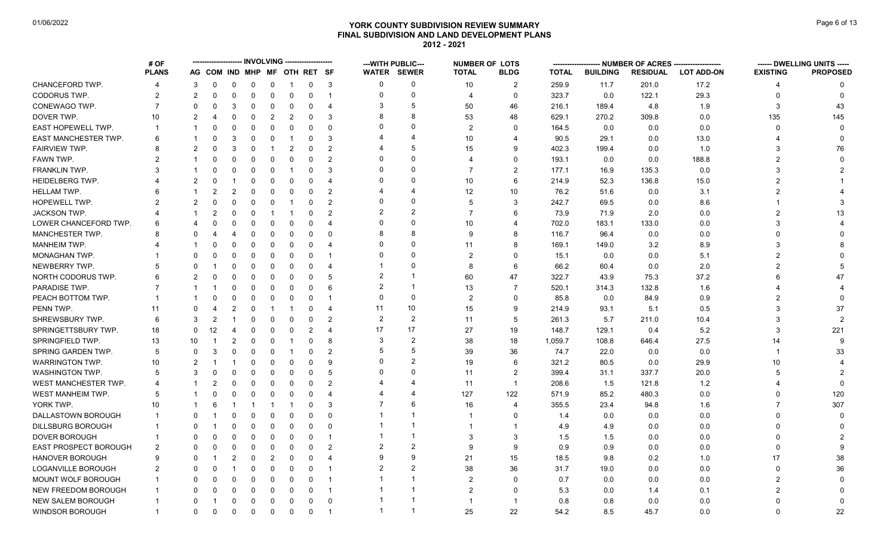# YORK COUNTY SUBDIVISION REVIEW SUMMARY
## FINAL SUBDIVISION AND LAND DEVELOPMENT PLANS
### 2012 - 2021

01/06/2022

| | # OF PLANS | INVOLVING | | | | | | | | WITH PUBLIC | | NUMBER OF LOTS | | NUMBER OF ACRES | | | | DWELLING UNITS | |
|---|---|---|---|---|---|---|---|---|---|---|---|---|---|---|---|---|---|---|---|
| | | AG | COM | IND | MHP | MF | OTH | RET | SF | WATER | SEWER | TOTAL | BLDG | TOTAL | BUILDING | RESIDUAL | LOT ADD-ON | EXISTING | PROPOSED |
| CHANCEFORD TWP. | 4 | 3 | 0 | 0 | 0 | 0 | 1 | 0 | 3 | 0 | 0 | 10 | 2 | 259.9 | 11.7 | 201.0 | 17.2 | 4 | 0 |
| CODORUS TWP. | 2 | 2 | 0 | 0 | 0 | 0 | 0 | 0 | 1 | 0 | 0 | 4 | 0 | 323.7 | 0.0 | 122.1 | 29.3 | 0 | 0 |
| CONEWAGO TWP. | 7 | 0 | 0 | 3 | 0 | 0 | 0 | 0 | 4 | 3 | 5 | 50 | 46 | 216.1 | 189.4 | 4.8 | 1.9 | 3 | 43 |
| DOVER TWP. | 10 | 2 | 4 | 0 | 0 | 2 | 2 | 0 | 3 | 8 | 8 | 53 | 48 | 629.1 | 270.2 | 309.8 | 0.0 | 135 | 145 |
| EAST HOPEWELL TWP. | 1 | 1 | 0 | 0 | 0 | 0 | 0 | 0 | 0 | 0 | 0 | 2 | 0 | 164.5 | 0.0 | 0.0 | 0.0 | 0 | 0 |
| EAST MANCHESTER TWP. | 6 | 1 | 0 | 3 | 0 | 0 | 1 | 0 | 3 | 4 | 4 | 10 | 4 | 90.5 | 29.1 | 0.0 | 13.0 | 4 | 0 |
| FAIRVIEW TWP. | 8 | 2 | 0 | 3 | 0 | 1 | 2 | 0 | 2 | 4 | 5 | 15 | 9 | 402.3 | 199.4 | 0.0 | 1.0 | 3 | 76 |
| FAWN TWP. | 2 | 1 | 0 | 0 | 0 | 0 | 0 | 0 | 2 | 0 | 0 | 4 | 0 | 193.1 | 0.0 | 0.0 | 188.8 | 2 | 0 |
| FRANKLIN TWP. | 3 | 1 | 0 | 0 | 0 | 0 | 1 | 0 | 3 | 0 | 0 | 7 | 2 | 177.1 | 16.9 | 135.3 | 0.0 | 3 | 2 |
| HEIDELBERG TWP. | 4 | 2 | 0 | 1 | 0 | 0 | 0 | 0 | 4 | 0 | 0 | 10 | 6 | 214.9 | 52.3 | 136.8 | 15.0 | 2 | 1 |
| HELLAM TWP. | 6 | 1 | 2 | 2 | 0 | 0 | 0 | 0 | 2 | 4 | 4 | 12 | 10 | 76.2 | 51.6 | 0.0 | 3.1 | 2 | 4 |
| HOPEWELL TWP. | 2 | 2 | 0 | 0 | 0 | 0 | 1 | 0 | 2 | 0 | 0 | 5 | 3 | 242.7 | 69.5 | 0.0 | 8.6 | 1 | 3 |
| JACKSON TWP. | 4 | 1 | 2 | 0 | 0 | 1 | 1 | 0 | 2 | 2 | 2 | 7 | 6 | 73.9 | 71.9 | 2.0 | 0.0 | 2 | 13 |
| LOWER CHANCEFORD TWP. | 6 | 4 | 0 | 0 | 0 | 0 | 0 | 0 | 4 | 0 | 0 | 10 | 4 | 702.0 | 183.1 | 133.0 | 0.0 | 3 | 4 |
| MANCHESTER TWP. | 8 | 0 | 4 | 4 | 0 | 0 | 0 | 0 | 0 | 8 | 8 | 9 | 8 | 116.7 | 96.4 | 0.0 | 0.0 | 0 | 0 |
| MANHEIM TWP. | 4 | 1 | 0 | 0 | 0 | 0 | 0 | 0 | 4 | 0 | 0 | 11 | 8 | 169.1 | 149.0 | 3.2 | 8.9 | 3 | 8 |
| MONAGHAN TWP. | 1 | 0 | 0 | 0 | 0 | 0 | 0 | 0 | 1 | 0 | 0 | 2 | 0 | 15.1 | 0.0 | 0.0 | 5.1 | 2 | 0 |
| NEWBERRY TWP. | 5 | 0 | 1 | 0 | 0 | 0 | 0 | 0 | 4 | 1 | 0 | 8 | 6 | 66.2 | 60.4 | 0.0 | 2.0 | 2 | 5 |
| NORTH CODORUS TWP. | 6 | 2 | 0 | 0 | 0 | 0 | 0 | 0 | 5 | 2 | 1 | 60 | 47 | 322.7 | 43.9 | 75.3 | 37.2 | 6 | 47 |
| PARADISE TWP. | 7 | 1 | 1 | 0 | 0 | 0 | 0 | 0 | 6 | 2 | 1 | 13 | 7 | 520.1 | 314.3 | 132.8 | 1.6 | 4 | 4 |
| PEACH BOTTOM TWP. | 1 | 1 | 0 | 0 | 0 | 0 | 0 | 0 | 1 | 0 | 0 | 2 | 0 | 85.8 | 0.0 | 84.9 | 0.9 | 2 | 0 |
| PENN TWP. | 11 | 0 | 4 | 2 | 0 | 1 | 1 | 0 | 4 | 11 | 10 | 15 | 9 | 214.9 | 93.1 | 5.1 | 0.5 | 3 | 37 |
| SHREWSBURY TWP. | 6 | 3 | 2 | 1 | 0 | 0 | 0 | 0 | 2 | 2 | 2 | 11 | 5 | 261.3 | 5.7 | 211.0 | 10.4 | 3 | 2 |
| SPRINGETTSBURY TWP. | 18 | 0 | 12 | 4 | 0 | 0 | 0 | 2 | 4 | 17 | 17 | 27 | 19 | 148.7 | 129.1 | 0.4 | 5.2 | 3 | 221 |
| SPRINGFIELD TWP. | 13 | 10 | 1 | 2 | 0 | 0 | 1 | 0 | 8 | 3 | 2 | 38 | 18 | 1,059.7 | 108.8 | 646.4 | 27.5 | 14 | 9 |
| SPRING GARDEN TWP. | 5 | 0 | 3 | 0 | 0 | 0 | 1 | 0 | 2 | 5 | 5 | 39 | 36 | 74.7 | 22.0 | 0.0 | 0.0 | 1 | 33 |
| WARRINGTON TWP. | 10 | 2 | 1 | 1 | 0 | 0 | 0 | 0 | 9 | 0 | 2 | 19 | 6 | 321.2 | 80.5 | 0.0 | 29.9 | 10 | 4 |
| WASHINGTON TWP. | 5 | 3 | 0 | 0 | 0 | 0 | 0 | 0 | 5 | 0 | 0 | 11 | 2 | 399.4 | 31.1 | 337.7 | 20.0 | 5 | 2 |
| WEST MANCHESTER TWP. | 4 | 1 | 2 | 0 | 0 | 0 | 0 | 0 | 2 | 4 | 4 | 11 | 1 | 208.6 | 1.5 | 121.8 | 1.2 | 4 | 0 |
| WEST MANHEIM TWP. | 5 | 1 | 0 | 0 | 0 | 0 | 0 | 0 | 4 | 4 | 4 | 127 | 122 | 571.9 | 85.2 | 480.3 | 0.0 | 0 | 120 |
| YORK TWP. | 10 | 1 | 6 | 1 | 1 | 1 | 1 | 0 | 3 | 7 | 6 | 16 | 4 | 355.5 | 23.4 | 94.8 | 1.6 | 7 | 307 |
| DALLASTOWN BOROUGH | 1 | 0 | 1 | 0 | 0 | 0 | 0 | 0 | 0 | 1 | 1 | 1 | 0 | 1.4 | 0.0 | 0.0 | 0.0 | 0 | 0 |
| DILLSBURG BOROUGH | 1 | 0 | 1 | 0 | 0 | 0 | 0 | 0 | 0 | 1 | 1 | 1 | 1 | 4.9 | 4.9 | 0.0 | 0.0 | 0 | 0 |
| DOVER BOROUGH | 1 | 0 | 0 | 0 | 0 | 0 | 0 | 0 | 1 | 1 | 1 | 3 | 3 | 1.5 | 1.5 | 0.0 | 0.0 | 0 | 2 |
| EAST PROSPECT BOROUGH | 2 | 0 | 0 | 0 | 0 | 0 | 0 | 0 | 2 | 2 | 2 | 9 | 9 | 0.9 | 0.9 | 0.0 | 0.0 | 0 | 9 |
| HANOVER BOROUGH | 9 | 0 | 1 | 2 | 0 | 2 | 0 | 0 | 4 | 9 | 9 | 21 | 15 | 18.5 | 9.8 | 0.2 | 1.0 | 17 | 38 |
| LOGANVILLE BOROUGH | 2 | 0 | 0 | 1 | 0 | 0 | 0 | 0 | 1 | 2 | 2 | 38 | 36 | 31.7 | 19.0 | 0.0 | 0.0 | 0 | 36 |
| MOUNT WOLF BOROUGH | 1 | 0 | 0 | 0 | 0 | 0 | 0 | 0 | 1 | 1 | 1 | 2 | 0 | 0.7 | 0.0 | 0.0 | 0.0 | 2 | 0 |
| NEW FREEDOM BOROUGH | 1 | 0 | 0 | 0 | 0 | 0 | 0 | 0 | 1 | 1 | 1 | 2 | 0 | 5.3 | 0.0 | 1.4 | 0.1 | 2 | 0 |
| NEW SALEM BOROUGH | 1 | 0 | 1 | 0 | 0 | 0 | 0 | 0 | 0 | 1 | 1 | 1 | 1 | 0.8 | 0.8 | 0.0 | 0.0 | 0 | 0 |
| WINDSOR BOROUGH | 1 | 0 | 0 | 0 | 0 | 0 | 0 | 0 | 1 | 1 | 1 | 25 | 22 | 54.2 | 8.5 | 45.7 | 0.0 | 0 | 22 |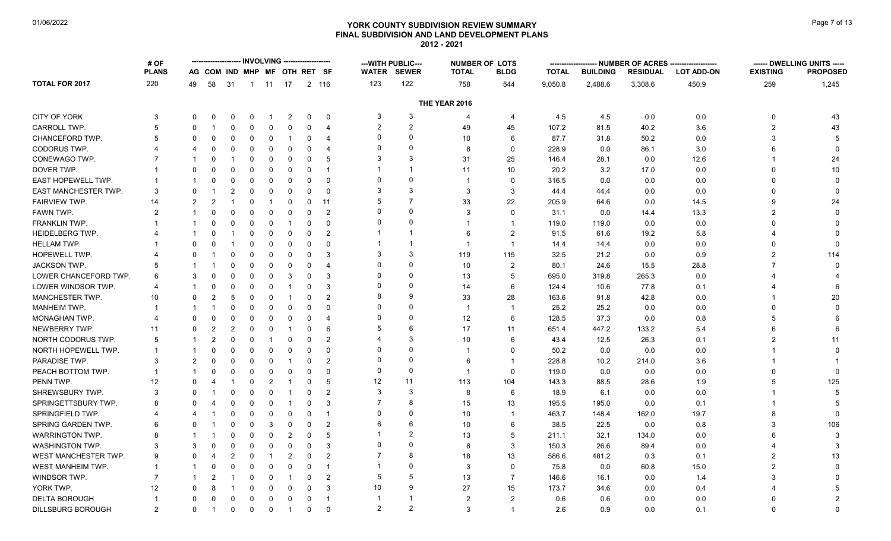# YORK COUNTY SUBDIVISION REVIEW SUMMARY
## FINAL SUBDIVISION AND LAND DEVELOPMENT PLANS
### 2012 - 2021

01/06/2022

| | # OF PLANS | INVOLVING | | | | | | | | ---WITH PUBLIC--- | | NUMBER OF LOTS | | NUMBER OF ACRES | | | | DWELLING UNITS | |
|---|---|---|---|---|---|---|---|---|---|---|---|---|---|---|---|---|---|---|---|
| | | AG | COM | IND | MHP | MF | OTH | RET | SF | WATER | SEWER | TOTAL | BLDG | TOTAL | BUILDING | RESIDUAL | LOT ADD-ON | EXISTING | PROPOSED |
| **TOTAL FOR 2017** | 220 | 49 | 58 | 31 | 1 | 11 | 17 | 2 | 116 | 123 | 122 | 758 | 544 | 9,050.8 | 2,488.6 | 3,308.6 | 450.9 | 259 | 1,245 |
| **THE YEAR 2016** | | | | | | | | | | | | | | | | | | | |
| CITY OF YORK | 3 | 0 | 0 | 0 | 0 | 1 | 2 | 0 | 0 | 3 | 3 | 4 | 4 | 4.5 | 4.5 | 0.0 | 0.0 | 0 | 43 |
| CARROLL TWP. | 5 | 0 | 1 | 0 | 0 | 0 | 0 | 0 | 4 | 2 | 2 | 49 | 45 | 107.2 | 81.5 | 40.2 | 3.6 | 2 | 43 |
| CHANCEFORD TWP. | 5 | 0 | 0 | 0 | 0 | 0 | 1 | 0 | 4 | 0 | 0 | 10 | 6 | 87.7 | 31.8 | 50.2 | 0.0 | 3 | 5 |
| CODORUS TWP. | 4 | 4 | 0 | 0 | 0 | 0 | 0 | 0 | 4 | 0 | 0 | 8 | 0 | 228.9 | 0.0 | 86.1 | 3.0 | 6 | 0 |
| CONEWAGO TWP. | 7 | 1 | 0 | 1 | 0 | 0 | 0 | 0 | 5 | 3 | 3 | 31 | 25 | 146.4 | 28.1 | 0.0 | 12.6 | 1 | 24 |
| DOVER TWP. | 1 | 0 | 0 | 0 | 0 | 0 | 0 | 0 | 1 | 1 | 1 | 11 | 10 | 20.2 | 3.2 | 17.0 | 0.0 | 0 | 10 |
| EAST HOPEWELL TWP. | 1 | 1 | 0 | 0 | 0 | 0 | 0 | 0 | 0 | 0 | 0 | 1 | 0 | 316.5 | 0.0 | 0.0 | 0.0 | 0 | 0 |
| EAST MANCHESTER TWP. | 3 | 0 | 1 | 2 | 0 | 0 | 0 | 0 | 0 | 3 | 3 | 3 | 3 | 44.4 | 44.4 | 0.0 | 0.0 | 0 | 0 |
| FAIRVIEW TWP. | 14 | 2 | 2 | 1 | 0 | 1 | 0 | 0 | 11 | 5 | 7 | 33 | 22 | 205.9 | 64.6 | 0.0 | 14.5 | 9 | 24 |
| FAWN TWP. | 2 | 1 | 0 | 0 | 0 | 0 | 0 | 0 | 2 | 0 | 0 | 3 | 0 | 31.1 | 0.0 | 14.4 | 13.3 | 2 | 0 |
| FRANKLIN TWP. | 1 | 1 | 0 | 0 | 0 | 0 | 1 | 0 | 0 | 0 | 0 | 1 | 1 | 119.0 | 119.0 | 0.0 | 0.0 | 0 | 0 |
| HEIDELBERG TWP. | 4 | 1 | 0 | 1 | 0 | 0 | 0 | 0 | 2 | 1 | 1 | 6 | 2 | 91.5 | 61.6 | 19.2 | 5.8 | 4 | 0 |
| HELLAM TWP. | 1 | 0 | 0 | 1 | 0 | 0 | 0 | 0 | 0 | 1 | 1 | 1 | 1 | 14.4 | 14.4 | 0.0 | 0.0 | 0 | 0 |
| HOPEWELL TWP. | 4 | 0 | 1 | 0 | 0 | 0 | 0 | 0 | 3 | 3 | 3 | 119 | 115 | 32.5 | 21.2 | 0.0 | 0.9 | 2 | 114 |
| JACKSON TWP. | 5 | 1 | 1 | 0 | 0 | 0 | 0 | 0 | 4 | 0 | 0 | 10 | 2 | 80.1 | 24.6 | 15.5 | 28.8 | 7 | 0 |
| LOWER CHANCEFORD TWP. | 6 | 3 | 0 | 0 | 0 | 0 | 3 | 0 | 3 | 0 | 0 | 13 | 5 | 695.0 | 319.8 | 265.3 | 0.0 | 4 | 4 |
| LOWER WINDSOR TWP. | 4 | 1 | 0 | 0 | 0 | 0 | 1 | 0 | 3 | 0 | 0 | 14 | 6 | 124.4 | 10.6 | 77.8 | 0.1 | 4 | 6 |
| MANCHESTER TWP. | 10 | 0 | 2 | 5 | 0 | 0 | 1 | 0 | 2 | 8 | 9 | 33 | 28 | 163.6 | 91.8 | 42.8 | 0.0 | 1 | 20 |
| MANHEIM TWP. | 1 | 1 | 1 | 0 | 0 | 0 | 0 | 0 | 0 | 0 | 0 | 1 | 1 | 25.2 | 25.2 | 0.0 | 0.0 | 0 | 0 |
| MONAGHAN TWP. | 4 | 0 | 0 | 0 | 0 | 0 | 0 | 0 | 4 | 0 | 0 | 12 | 6 | 128.5 | 37.3 | 0.0 | 0.8 | 5 | 6 |
| NEWBERRY TWP. | 11 | 0 | 2 | 2 | 0 | 0 | 1 | 0 | 6 | 5 | 6 | 17 | 11 | 651.4 | 447.2 | 133.2 | 5.4 | 6 | 6 |
| NORTH CODORUS TWP. | 5 | 1 | 2 | 0 | 0 | 1 | 0 | 0 | 2 | 4 | 3 | 10 | 6 | 43.4 | 12.5 | 26.3 | 0.1 | 2 | 11 |
| NORTH HOPEWELL TWP. | 1 | 1 | 0 | 0 | 0 | 0 | 0 | 0 | 0 | 0 | 0 | 1 | 0 | 50.2 | 0.0 | 0.0 | 0.0 | 1 | 0 |
| PARADISE TWP. | 3 | 2 | 0 | 0 | 0 | 0 | 1 | 0 | 2 | 0 | 0 | 6 | 1 | 228.8 | 10.2 | 214.0 | 3.6 | 1 | 1 |
| PEACH BOTTOM TWP. | 1 | 1 | 0 | 0 | 0 | 0 | 0 | 0 | 0 | 0 | 0 | 1 | 0 | 119.0 | 0.0 | 0.0 | 0.0 | 0 | 0 |
| PENN TWP. | 12 | 0 | 4 | 1 | 0 | 2 | 1 | 0 | 5 | 12 | 11 | 113 | 104 | 143.3 | 88.5 | 28.6 | 1.9 | 5 | 125 |
| SHREWSBURY TWP. | 3 | 0 | 1 | 0 | 0 | 0 | 1 | 0 | 2 | 3 | 3 | 8 | 6 | 18.9 | 6.1 | 0.0 | 0.0 | 1 | 5 |
| SPRINGETTSBURY TWP. | 8 | 0 | 4 | 0 | 0 | 0 | 1 | 0 | 3 | 7 | 8 | 15 | 13 | 195.5 | 195.0 | 0.0 | 0.1 | 1 | 5 |
| SPRINGFIELD TWP. | 4 | 4 | 1 | 0 | 0 | 0 | 0 | 0 | 1 | 0 | 0 | 10 | 1 | 463.7 | 148.4 | 162.0 | 19.7 | 8 | 0 |
| SPRING GARDEN TWP. | 6 | 0 | 1 | 0 | 0 | 3 | 0 | 0 | 2 | 6 | 6 | 10 | 6 | 38.5 | 22.5 | 0.0 | 0.8 | 3 | 106 |
| WARRINGTON TWP. | 8 | 1 | 1 | 0 | 0 | 0 | 2 | 0 | 5 | 1 | 2 | 13 | 5 | 211.1 | 32.1 | 134.0 | 0.0 | 6 | 3 |
| WASHINGTON TWP. | 3 | 3 | 0 | 0 | 0 | 0 | 0 | 0 | 3 | 0 | 0 | 8 | 3 | 150.3 | 26.6 | 89.4 | 0.0 | 4 | 3 |
| WEST MANCHESTER TWP. | 9 | 0 | 4 | 2 | 0 | 1 | 2 | 0 | 2 | 7 | 8 | 18 | 13 | 586.6 | 481.2 | 0.3 | 0.1 | 2 | 13 |
| WEST MANHEIM TWP. | 1 | 1 | 0 | 0 | 0 | 0 | 0 | 0 | 1 | 1 | 0 | 3 | 0 | 75.8 | 0.0 | 60.8 | 15.0 | 2 | 0 |
| WINDSOR TWP. | 7 | 1 | 2 | 1 | 0 | 0 | 1 | 0 | 2 | 5 | 5 | 13 | 7 | 146.6 | 16.1 | 0.0 | 1.4 | 3 | 0 |
| YORK TWP. | 12 | 0 | 8 | 1 | 0 | 0 | 0 | 0 | 3 | 10 | 9 | 27 | 15 | 173.7 | 34.6 | 0.0 | 0.4 | 4 | 5 |
| DELTA BOROUGH | 1 | 0 | 0 | 0 | 0 | 0 | 0 | 0 | 1 | 1 | 1 | 2 | 2 | 0.6 | 0.6 | 0.0 | 0.0 | 0 | 2 |
| DILLSBURG BOROUGH | 2 | 0 | 1 | 0 | 0 | 0 | 1 | 0 | 0 | 2 | 2 | 3 | 1 | 2.6 | 0.9 | 0.0 | 0.1 | 0 | 0 |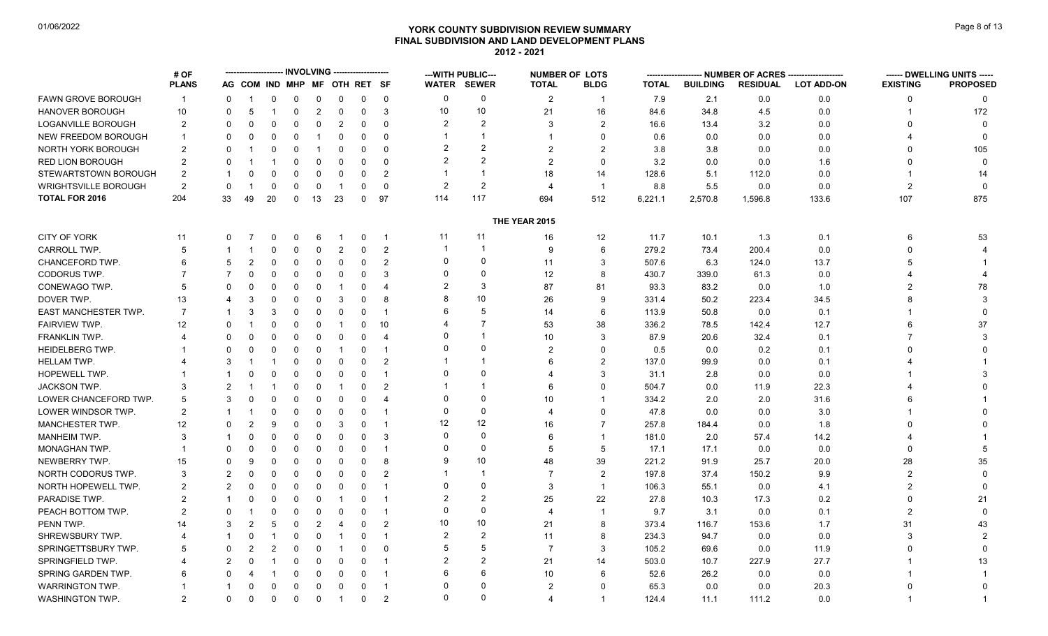# YORK COUNTY SUBDIVISION REVIEW SUMMARY
## FINAL SUBDIVISION AND LAND DEVELOPMENT PLANS
## 2012 - 2021

01/06/2022

| | # OF PLANS | INVOLVING | | | | | | | | ---WITH PUBLIC--- | | NUMBER OF LOTS | | NUMBER OF ACRES | | | | DWELLING UNITS | |
|---|---|---|---|---|---|---|---|---|---|---|---|---|---|---|---|---|---|---|---|
| | | AG | COM | IND | MHP | MF | OTH | RET | SF | WATER | SEWER | TOTAL | BLDG | TOTAL | BUILDING | RESIDUAL | LOT ADD-ON | EXISTING | PROPOSED |
| FAWN GROVE BOROUGH | 1 | 0 | 1 | 0 | 0 | 0 | 0 | 0 | 0 | 0 | 0 | 2 | 1 | 7.9 | 2.1 | 0.0 | 0.0 | 0 | 0 |
| HANOVER BOROUGH | 10 | 0 | 5 | 1 | 0 | 2 | 0 | 0 | 3 | 10 | 10 | 21 | 16 | 84.6 | 34.8 | 4.5 | 0.0 | 1 | 172 |
| LOGANVILLE BOROUGH | 2 | 0 | 0 | 0 | 0 | 0 | 2 | 0 | 0 | 2 | 2 | 3 | 2 | 16.6 | 13.4 | 3.2 | 0.0 | 0 | 0 |
| NEW FREEDOM BOROUGH | 1 | 0 | 0 | 0 | 0 | 1 | 0 | 0 | 0 | 1 | 1 | 1 | 0 | 0.6 | 0.0 | 0.0 | 0.0 | 4 | 0 |
| NORTH YORK BOROUGH | 2 | 0 | 1 | 0 | 0 | 1 | 0 | 0 | 0 | 2 | 2 | 2 | 2 | 3.8 | 3.8 | 0.0 | 0.0 | 0 | 105 |
| RED LION BOROUGH | 2 | 0 | 1 | 1 | 0 | 0 | 0 | 0 | 0 | 2 | 2 | 2 | 0 | 3.2 | 0.0 | 0.0 | 1.6 | 0 | 0 |
| STEWARTSTOWN BOROUGH | 2 | 1 | 0 | 0 | 0 | 0 | 0 | 0 | 2 | 1 | 1 | 18 | 14 | 128.6 | 5.1 | 112.0 | 0.0 | 1 | 14 |
| WRIGHTSVILLE BOROUGH | 2 | 0 | 1 | 0 | 0 | 0 | 1 | 0 | 0 | 2 | 2 | 4 | 1 | 8.8 | 5.5 | 0.0 | 0.0 | 2 | 0 |
| **TOTAL FOR 2016** | 204 | 33 | 49 | 20 | 0 | 13 | 23 | 0 | 97 | 114 | 117 | 694 | 512 | 6,221.1 | 2,570.8 | 1,596.8 | 133.6 | 107 | 875 |
| **THE YEAR 2015** | | | | | | | | | | | | | | | | | | | |
| CITY OF YORK | 11 | 0 | 7 | 0 | 0 | 6 | 1 | 0 | 1 | 11 | 11 | 16 | 12 | 11.7 | 10.1 | 1.3 | 0.1 | 6 | 53 |
| CARROLL TWP. | 5 | 1 | 1 | 0 | 0 | 0 | 2 | 0 | 2 | 1 | 1 | 9 | 6 | 279.2 | 73.4 | 200.4 | 0.0 | 0 | 4 |
| CHANCEFORD TWP. | 6 | 5 | 2 | 0 | 0 | 0 | 0 | 0 | 2 | 0 | 0 | 11 | 3 | 507.6 | 6.3 | 124.0 | 13.7 | 5 | 1 |
| CODORUS TWP. | 7 | 7 | 0 | 0 | 0 | 0 | 0 | 0 | 3 | 0 | 0 | 12 | 8 | 430.7 | 339.0 | 61.3 | 0.0 | 4 | 4 |
| CONEWAGO TWP. | 5 | 0 | 0 | 0 | 0 | 0 | 1 | 0 | 4 | 2 | 3 | 87 | 81 | 93.3 | 83.2 | 0.0 | 1.0 | 2 | 78 |
| DOVER TWP. | 13 | 4 | 3 | 0 | 0 | 0 | 3 | 0 | 8 | 8 | 10 | 26 | 9 | 331.4 | 50.2 | 223.4 | 34.5 | 8 | 3 |
| EAST MANCHESTER TWP. | 7 | 1 | 3 | 3 | 0 | 0 | 0 | 0 | 1 | 6 | 5 | 14 | 6 | 113.9 | 50.8 | 0.0 | 0.1 | 1 | 0 |
| FAIRVIEW TWP. | 12 | 0 | 1 | 0 | 0 | 0 | 1 | 0 | 10 | 4 | 7 | 53 | 38 | 336.2 | 78.5 | 142.4 | 12.7 | 6 | 37 |
| FRANKLIN TWP. | 4 | 0 | 0 | 0 | 0 | 0 | 0 | 0 | 4 | 0 | 1 | 10 | 3 | 87.9 | 20.6 | 32.4 | 0.1 | 7 | 3 |
| HEIDELBERG TWP. | 1 | 0 | 0 | 0 | 0 | 0 | 1 | 0 | 1 | 0 | 0 | 2 | 0 | 0.5 | 0.0 | 0.2 | 0.1 | 0 | 0 |
| HELLAM TWP. | 4 | 3 | 1 | 1 | 0 | 0 | 0 | 0 | 2 | 1 | 1 | 6 | 2 | 137.0 | 99.9 | 0.0 | 0.1 | 4 | 1 |
| HOPEWELL TWP. | 1 | 1 | 0 | 0 | 0 | 0 | 0 | 0 | 1 | 0 | 0 | 4 | 3 | 31.1 | 2.8 | 0.0 | 0.0 | 1 | 3 |
| JACKSON TWP. | 3 | 2 | 1 | 1 | 0 | 0 | 1 | 0 | 2 | 1 | 1 | 6 | 0 | 504.7 | 0.0 | 11.9 | 22.3 | 4 | 0 |
| LOWER CHANCEFORD TWP. | 5 | 3 | 0 | 0 | 0 | 0 | 0 | 0 | 4 | 0 | 0 | 10 | 1 | 334.2 | 2.0 | 2.0 | 31.6 | 6 | 1 |
| LOWER WINDSOR TWP. | 2 | 1 | 1 | 0 | 0 | 0 | 0 | 0 | 1 | 0 | 0 | 4 | 0 | 47.8 | 0.0 | 0.0 | 3.0 | 1 | 0 |
| MANCHESTER TWP. | 12 | 0 | 2 | 9 | 0 | 0 | 3 | 0 | 1 | 12 | 12 | 16 | 7 | 257.8 | 184.4 | 0.0 | 1.8 | 0 | 0 |
| MANHEIM TWP. | 3 | 1 | 0 | 0 | 0 | 0 | 0 | 0 | 3 | 0 | 0 | 6 | 1 | 181.0 | 2.0 | 57.4 | 14.2 | 4 | 1 |
| MONAGHAN TWP. | 1 | 0 | 0 | 0 | 0 | 0 | 0 | 0 | 1 | 0 | 0 | 5 | 5 | 17.1 | 17.1 | 0.0 | 0.0 | 0 | 5 |
| NEWBERRY TWP. | 15 | 0 | 9 | 0 | 0 | 0 | 0 | 0 | 8 | 9 | 10 | 48 | 39 | 221.2 | 91.9 | 25.7 | 20.0 | 28 | 35 |
| NORTH CODORUS TWP. | 3 | 2 | 0 | 0 | 0 | 0 | 0 | 0 | 2 | 1 | 1 | 7 | 2 | 197.8 | 37.4 | 150.2 | 9.9 | 2 | 0 |
| NORTH HOPEWELL TWP. | 2 | 2 | 0 | 0 | 0 | 0 | 0 | 0 | 1 | 0 | 0 | 3 | 1 | 106.3 | 55.1 | 0.0 | 4.1 | 2 | 0 |
| PARADISE TWP. | 2 | 1 | 0 | 0 | 0 | 0 | 1 | 0 | 1 | 2 | 2 | 25 | 22 | 27.8 | 10.3 | 17.3 | 0.2 | 0 | 21 |
| PEACH BOTTOM TWP. | 2 | 0 | 1 | 0 | 0 | 0 | 0 | 0 | 1 | 0 | 0 | 4 | 1 | 9.7 | 3.1 | 0.0 | 0.1 | 2 | 0 |
| PENN TWP. | 14 | 3 | 2 | 5 | 0 | 2 | 4 | 0 | 2 | 10 | 10 | 21 | 8 | 373.4 | 116.7 | 153.6 | 1.7 | 31 | 43 |
| SHREWSBURY TWP. | 4 | 1 | 0 | 1 | 0 | 0 | 1 | 0 | 1 | 2 | 2 | 11 | 8 | 234.3 | 94.7 | 0.0 | 0.0 | 3 | 2 |
| SPRINGETTSBURY TWP. | 5 | 0 | 2 | 2 | 0 | 0 | 1 | 0 | 0 | 5 | 5 | 7 | 3 | 105.2 | 69.6 | 0.0 | 11.9 | 0 | 0 |
| SPRINGFIELD TWP. | 4 | 2 | 0 | 1 | 0 | 0 | 0 | 0 | 1 | 2 | 2 | 21 | 14 | 503.0 | 10.7 | 227.9 | 27.7 | 1 | 13 |
| SPRING GARDEN TWP. | 6 | 0 | 4 | 1 | 0 | 0 | 0 | 0 | 1 | 6 | 6 | 10 | 6 | 52.6 | 26.2 | 0.0 | 0.0 | 1 | 1 |
| WARRINGTON TWP. | 1 | 1 | 0 | 0 | 0 | 0 | 0 | 0 | 1 | 0 | 0 | 2 | 0 | 65.3 | 0.0 | 0.0 | 20.3 | 0 | 0 |
| WASHINGTON TWP. | 2 | 0 | 0 | 0 | 0 | 0 | 1 | 0 | 2 | 0 | 0 | 4 | 1 | 124.4 | 11.1 | 111.2 | 0.0 | 1 | 1 |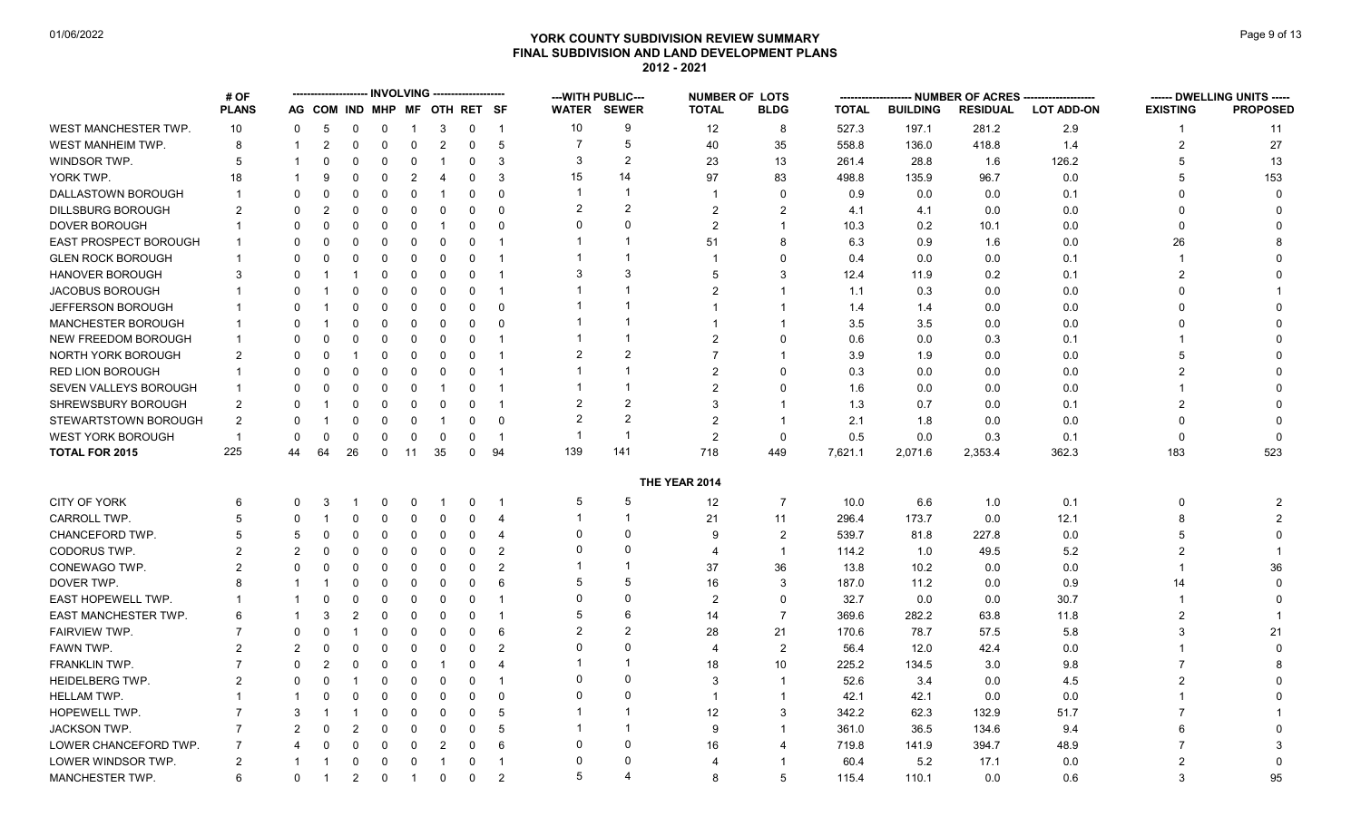# YORK COUNTY SUBDIVISION REVIEW SUMMARY
## FINAL SUBDIVISION AND LAND DEVELOPMENT PLANS
### 2012 - 2021

01/06/2022

| | # OF PLANS | INVOLVING | | | | | | | | ---WITH PUBLIC--- | | NUMBER OF LOTS | | NUMBER OF ACRES | | | | DWELLING UNITS | |
|---|---|---|---|---|---|---|---|---|---|---|---|---|---|---|---|---|---|---|---|
| | | AG | COM | IND | MHP | MF | OTH | RET | SF | WATER | SEWER | TOTAL | BLDG | TOTAL | BUILDING | RESIDUAL | LOT ADD-ON | EXISTING | PROPOSED |
| WEST MANCHESTER TWP. | 10 | 0 | 5 | 0 | 0 | 1 | 3 | 0 | 1 | 10 | 9 | 12 | 8 | 527.3 | 197.1 | 281.2 | 2.9 | 1 | 11 |
| WEST MANHEIM TWP. | 8 | 1 | 2 | 0 | 0 | 0 | 2 | 0 | 5 | 7 | 5 | 40 | 35 | 558.8 | 136.0 | 418.8 | 1.4 | 2 | 27 |
| WINDSOR TWP. | 5 | 1 | 0 | 0 | 0 | 0 | 1 | 0 | 3 | 3 | 2 | 23 | 13 | 261.4 | 28.8 | 1.6 | 126.2 | 5 | 13 |
| YORK TWP. | 18 | 1 | 9 | 0 | 0 | 2 | 4 | 0 | 3 | 15 | 14 | 97 | 83 | 498.8 | 135.9 | 96.7 | 0.0 | 5 | 153 |
| DALLASTOWN BOROUGH | 1 | 0 | 0 | 0 | 0 | 0 | 1 | 0 | 0 | 1 | 1 | 1 | 0 | 0.9 | 0.0 | 0.0 | 0.1 | 0 | 0 |
| DILLSBURG BOROUGH | 2 | 0 | 2 | 0 | 0 | 0 | 0 | 0 | 0 | 2 | 2 | 2 | 2 | 4.1 | 4.1 | 0.0 | 0.0 | 0 | 0 |
| DOVER BOROUGH | 1 | 0 | 0 | 0 | 0 | 0 | 1 | 0 | 0 | 0 | 0 | 2 | 1 | 10.3 | 0.2 | 10.1 | 0.0 | 0 | 0 |
| EAST PROSPECT BOROUGH | 1 | 0 | 0 | 0 | 0 | 0 | 0 | 0 | 1 | 1 | 1 | 51 | 8 | 6.3 | 0.9 | 1.6 | 0.0 | 26 | 8 |
| GLEN ROCK BOROUGH | 1 | 0 | 0 | 0 | 0 | 0 | 0 | 0 | 1 | 1 | 1 | 1 | 0 | 0.4 | 0.0 | 0.0 | 0.1 | 1 | 0 |
| HANOVER BOROUGH | 3 | 0 | 1 | 1 | 0 | 0 | 0 | 0 | 1 | 3 | 3 | 5 | 3 | 12.4 | 11.9 | 0.2 | 0.1 | 2 | 0 |
| JACOBUS BOROUGH | 1 | 0 | 1 | 0 | 0 | 0 | 0 | 0 | 1 | 1 | 1 | 2 | 1 | 1.1 | 0.3 | 0.0 | 0.0 | 0 | 1 |
| JEFFERSON BOROUGH | 1 | 0 | 1 | 0 | 0 | 0 | 0 | 0 | 0 | 1 | 1 | 1 | 1 | 1.4 | 1.4 | 0.0 | 0.0 | 0 | 0 |
| MANCHESTER BOROUGH | 1 | 0 | 1 | 0 | 0 | 0 | 0 | 0 | 0 | 1 | 1 | 1 | 1 | 3.5 | 3.5 | 0.0 | 0.0 | 0 | 0 |
| NEW FREEDOM BOROUGH | 1 | 0 | 0 | 0 | 0 | 0 | 0 | 0 | 1 | 1 | 1 | 2 | 0 | 0.6 | 0.0 | 0.3 | 0.1 | 1 | 0 |
| NORTH YORK BOROUGH | 2 | 0 | 0 | 1 | 0 | 0 | 0 | 0 | 1 | 2 | 2 | 7 | 1 | 3.9 | 1.9 | 0.0 | 0.0 | 5 | 0 |
| RED LION BOROUGH | 1 | 0 | 0 | 0 | 0 | 0 | 0 | 0 | 1 | 1 | 1 | 2 | 0 | 0.3 | 0.0 | 0.0 | 0.0 | 2 | 0 |
| SEVEN VALLEYS BOROUGH | 1 | 0 | 0 | 0 | 0 | 0 | 1 | 0 | 1 | 1 | 1 | 2 | 0 | 1.6 | 0.0 | 0.0 | 0.0 | 1 | 0 |
| SHREWSBURY BOROUGH | 2 | 0 | 1 | 0 | 0 | 0 | 0 | 0 | 1 | 2 | 2 | 3 | 1 | 1.3 | 0.7 | 0.0 | 0.1 | 2 | 0 |
| STEWARTSTOWN BOROUGH | 2 | 0 | 1 | 0 | 0 | 0 | 1 | 0 | 0 | 2 | 2 | 2 | 1 | 2.1 | 1.8 | 0.0 | 0.0 | 0 | 0 |
| WEST YORK BOROUGH | 1 | 0 | 0 | 0 | 0 | 0 | 0 | 0 | 1 | 1 | 1 | 2 | 0 | 0.5 | 0.0 | 0.3 | 0.1 | 0 | 0 |
| **TOTAL FOR 2015** | 225 | 44 | 64 | 26 | 0 | 11 | 35 | 0 | 94 | 139 | 141 | 718 | 449 | 7,621.1 | 2,071.6 | 2,353.4 | 362.3 | 183 | 523 |
| **THE YEAR 2014** | | | | | | | | | | | | | | | | | | | |
| CITY OF YORK | 6 | 0 | 3 | 1 | 0 | 0 | 1 | 0 | 1 | 5 | 5 | 12 | 7 | 10.0 | 6.6 | 1.0 | 0.1 | 0 | 2 |
| CARROLL TWP. | 5 | 0 | 1 | 0 | 0 | 0 | 0 | 0 | 4 | 1 | 1 | 21 | 11 | 296.4 | 173.7 | 0.0 | 12.1 | 8 | 2 |
| CHANCEFORD TWP. | 5 | 5 | 0 | 0 | 0 | 0 | 0 | 0 | 4 | 0 | 0 | 9 | 2 | 539.7 | 81.8 | 227.8 | 0.0 | 5 | 0 |
| CODORUS TWP. | 2 | 2 | 0 | 0 | 0 | 0 | 0 | 0 | 2 | 0 | 0 | 4 | 1 | 114.2 | 1.0 | 49.5 | 5.2 | 2 | 1 |
| CONEWAGO TWP. | 2 | 0 | 0 | 0 | 0 | 0 | 0 | 0 | 2 | 1 | 1 | 37 | 36 | 13.8 | 10.2 | 0.0 | 0.0 | 1 | 36 |
| DOVER TWP. | 8 | 1 | 1 | 0 | 0 | 0 | 0 | 0 | 6 | 5 | 5 | 16 | 3 | 187.0 | 11.2 | 0.0 | 0.9 | 14 | 0 |
| EAST HOPEWELL TWP. | 1 | 1 | 0 | 0 | 0 | 0 | 0 | 0 | 1 | 0 | 0 | 2 | 0 | 32.7 | 0.0 | 0.0 | 30.7 | 1 | 0 |
| EAST MANCHESTER TWP. | 6 | 1 | 3 | 2 | 0 | 0 | 0 | 0 | 1 | 5 | 6 | 14 | 7 | 369.6 | 282.2 | 63.8 | 11.8 | 2 | 1 |
| FAIRVIEW TWP. | 7 | 0 | 0 | 1 | 0 | 0 | 0 | 0 | 6 | 2 | 2 | 28 | 21 | 170.6 | 78.7 | 57.5 | 5.8 | 3 | 21 |
| FAWN TWP. | 2 | 2 | 0 | 0 | 0 | 0 | 0 | 0 | 2 | 0 | 0 | 4 | 2 | 56.4 | 12.0 | 42.4 | 0.0 | 1 | 0 |
| FRANKLIN TWP. | 7 | 0 | 2 | 0 | 0 | 0 | 1 | 0 | 4 | 1 | 1 | 18 | 10 | 225.2 | 134.5 | 3.0 | 9.8 | 7 | 8 |
| HEIDELBERG TWP. | 2 | 0 | 0 | 1 | 0 | 0 | 0 | 0 | 1 | 0 | 0 | 3 | 1 | 52.6 | 3.4 | 0.0 | 4.5 | 2 | 0 |
| HELLAM TWP. | 1 | 1 | 0 | 0 | 0 | 0 | 0 | 0 | 0 | 0 | 0 | 1 | 1 | 42.1 | 42.1 | 0.0 | 0.0 | 1 | 0 |
| HOPEWELL TWP. | 7 | 3 | 1 | 1 | 0 | 0 | 0 | 0 | 5 | 1 | 1 | 12 | 3 | 342.2 | 62.3 | 132.9 | 51.7 | 7 | 1 |
| JACKSON TWP. | 7 | 2 | 0 | 2 | 0 | 0 | 0 | 0 | 5 | 1 | 1 | 9 | 1 | 361.0 | 36.5 | 134.6 | 9.4 | 6 | 0 |
| LOWER CHANCEFORD TWP. | 7 | 4 | 0 | 0 | 0 | 0 | 2 | 0 | 6 | 0 | 0 | 16 | 4 | 719.8 | 141.9 | 394.7 | 48.9 | 7 | 3 |
| LOWER WINDSOR TWP. | 2 | 1 | 1 | 0 | 0 | 0 | 1 | 0 | 1 | 0 | 0 | 4 | 1 | 60.4 | 5.2 | 17.1 | 0.0 | 2 | 0 |
| MANCHESTER TWP. | 6 | 0 | 1 | 2 | 0 | 1 | 0 | 0 | 2 | 5 | 4 | 8 | 5 | 115.4 | 110.1 | 0.0 | 0.6 | 3 | 95 |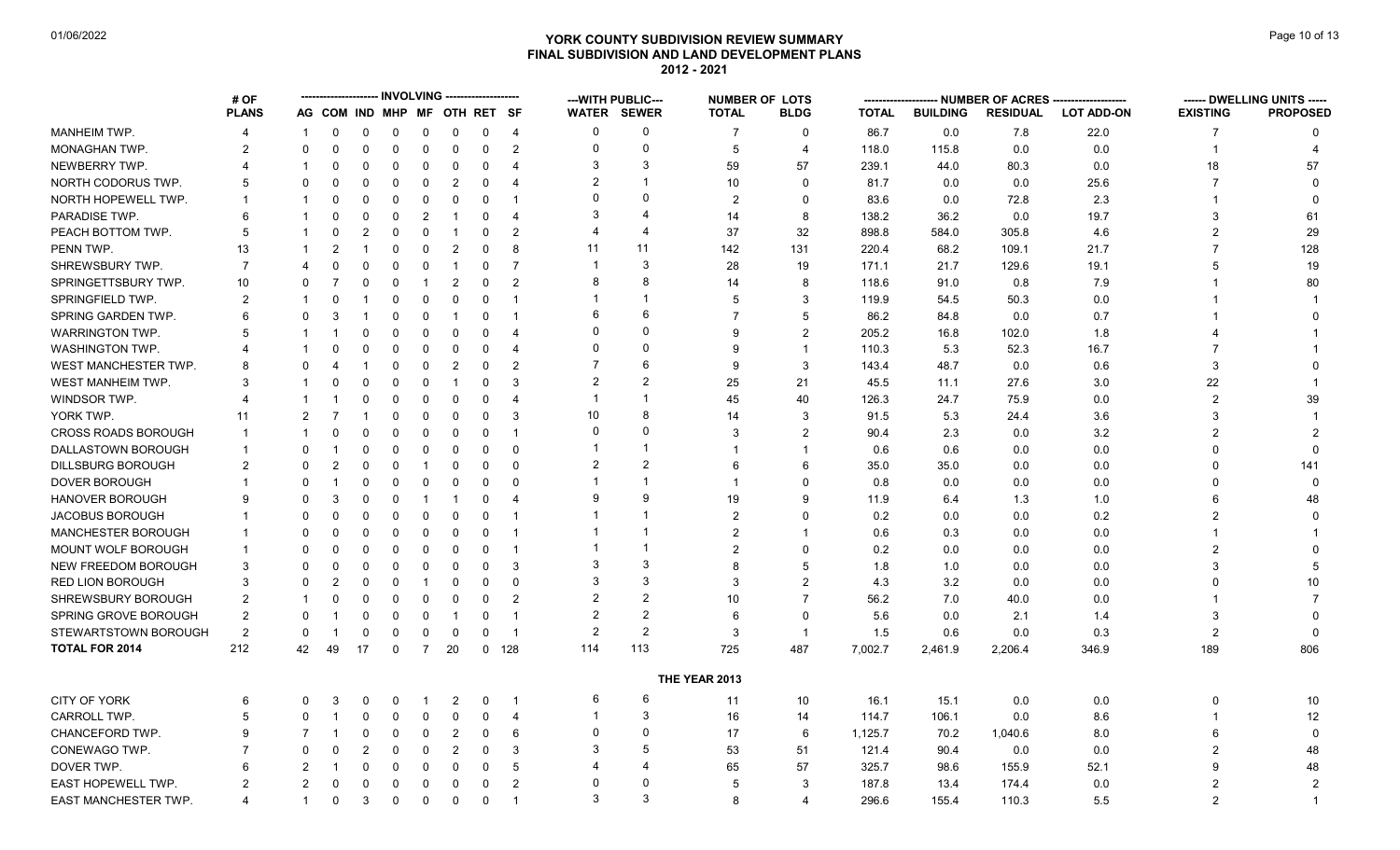# YORK COUNTY SUBDIVISION REVIEW SUMMARY
## FINAL SUBDIVISION AND LAND DEVELOPMENT PLANS
### 2012 - 2021

01/06/2022

| | # OF PLANS | INVOLVING | | | | | | | | ---WITH PUBLIC--- | | NUMBER OF LOTS | | NUMBER OF ACRES | | | | DWELLING UNITS | |
|---|---|---|---|---|---|---|---|---|---|---|---|---|---|---|---|---|---|---|---|
| | | AG | COM | IND | MHP | MF | OTH | RET | SF | WATER | SEWER | TOTAL | BLDG | TOTAL | BUILDING | RESIDUAL | LOT ADD-ON | EXISTING | PROPOSED |
| MANHEIM TWP. | 4 | 1 | 0 | 0 | 0 | 0 | 0 | 0 | 4 | 0 | 0 | 7 | 0 | 86.7 | 0.0 | 7.8 | 22.0 | 7 | 0 |
| MONAGHAN TWP. | 2 | 0 | 0 | 0 | 0 | 0 | 0 | 0 | 2 | 0 | 0 | 5 | 4 | 118.0 | 115.8 | 0.0 | 0.0 | 1 | 4 |
| NEWBERRY TWP. | 4 | 1 | 0 | 0 | 0 | 0 | 0 | 0 | 4 | 3 | 3 | 59 | 57 | 239.1 | 44.0 | 80.3 | 0.0 | 18 | 57 |
| NORTH CODORUS TWP. | 5 | 0 | 0 | 0 | 0 | 0 | 2 | 0 | 4 | 2 | 1 | 10 | 0 | 81.7 | 0.0 | 0.0 | 25.6 | 7 | 0 |
| NORTH HOPEWELL TWP. | 1 | 1 | 0 | 0 | 0 | 0 | 0 | 0 | 1 | 0 | 0 | 2 | 0 | 83.6 | 0.0 | 72.8 | 2.3 | 1 | 0 |
| PARADISE TWP. | 6 | 1 | 0 | 0 | 0 | 2 | 1 | 0 | 4 | 3 | 4 | 14 | 8 | 138.2 | 36.2 | 0.0 | 19.7 | 3 | 61 |
| PEACH BOTTOM TWP. | 5 | 1 | 0 | 2 | 0 | 0 | 1 | 0 | 2 | 4 | 4 | 37 | 32 | 898.8 | 584.0 | 305.8 | 4.6 | 2 | 29 |
| PENN TWP. | 13 | 1 | 2 | 1 | 0 | 0 | 2 | 0 | 8 | 11 | 11 | 142 | 131 | 220.4 | 68.2 | 109.1 | 21.7 | 7 | 128 |
| SHREWSBURY TWP. | 7 | 4 | 0 | 0 | 0 | 0 | 1 | 0 | 7 | 1 | 3 | 28 | 19 | 171.1 | 21.7 | 129.6 | 19.1 | 5 | 19 |
| SPRINGETTSBURY TWP. | 10 | 0 | 7 | 0 | 0 | 1 | 2 | 0 | 2 | 8 | 8 | 14 | 8 | 118.6 | 91.0 | 0.8 | 7.9 | 1 | 80 |
| SPRINGFIELD TWP. | 2 | 1 | 0 | 1 | 0 | 0 | 0 | 0 | 1 | 1 | 1 | 5 | 3 | 119.9 | 54.5 | 50.3 | 0.0 | 1 | 1 |
| SPRING GARDEN TWP. | 6 | 0 | 3 | 1 | 0 | 0 | 1 | 0 | 1 | 6 | 6 | 7 | 5 | 86.2 | 84.8 | 0.0 | 0.7 | 1 | 0 |
| WARRINGTON TWP. | 5 | 1 | 1 | 0 | 0 | 0 | 0 | 0 | 4 | 0 | 0 | 9 | 2 | 205.2 | 16.8 | 102.0 | 1.8 | 4 | 1 |
| WASHINGTON TWP. | 4 | 1 | 0 | 0 | 0 | 0 | 0 | 0 | 4 | 0 | 0 | 9 | 1 | 110.3 | 5.3 | 52.3 | 16.7 | 7 | 1 |
| WEST MANCHESTER TWP. | 8 | 0 | 4 | 1 | 0 | 0 | 2 | 0 | 2 | 7 | 6 | 9 | 3 | 143.4 | 48.7 | 0.0 | 0.6 | 3 | 0 |
| WEST MANHEIM TWP. | 3 | 1 | 0 | 0 | 0 | 0 | 1 | 0 | 3 | 2 | 2 | 25 | 21 | 45.5 | 11.1 | 27.6 | 3.0 | 22 | 1 |
| WINDSOR TWP. | 4 | 1 | 1 | 0 | 0 | 0 | 0 | 0 | 4 | 1 | 1 | 45 | 40 | 126.3 | 24.7 | 75.9 | 0.0 | 2 | 39 |
| YORK TWP. | 11 | 2 | 7 | 1 | 0 | 0 | 0 | 0 | 3 | 10 | 8 | 14 | 3 | 91.5 | 5.3 | 24.4 | 3.6 | 3 | 1 |
| CROSS ROADS BOROUGH | 1 | 1 | 0 | 0 | 0 | 0 | 0 | 0 | 1 | 0 | 0 | 3 | 2 | 90.4 | 2.3 | 0.0 | 3.2 | 2 | 2 |
| DALLASTOWN BOROUGH | 1 | 0 | 1 | 0 | 0 | 0 | 0 | 0 | 0 | 1 | 1 | 1 | 1 | 0.6 | 0.6 | 0.0 | 0.0 | 0 | 0 |
| DILLSBURG BOROUGH | 2 | 0 | 2 | 0 | 0 | 1 | 0 | 0 | 0 | 2 | 2 | 6 | 6 | 35.0 | 35.0 | 0.0 | 0.0 | 0 | 141 |
| DOVER BOROUGH | 1 | 0 | 1 | 0 | 0 | 0 | 0 | 0 | 0 | 1 | 1 | 1 | 0 | 0.8 | 0.0 | 0.0 | 0.0 | 0 | 0 |
| HANOVER BOROUGH | 9 | 0 | 3 | 0 | 0 | 1 | 1 | 0 | 4 | 9 | 9 | 19 | 9 | 11.9 | 6.4 | 1.3 | 1.0 | 6 | 48 |
| JACOBUS BOROUGH | 1 | 0 | 0 | 0 | 0 | 0 | 0 | 0 | 1 | 1 | 1 | 2 | 0 | 0.2 | 0.0 | 0.0 | 0.2 | 2 | 0 |
| MANCHESTER BOROUGH | 1 | 0 | 0 | 0 | 0 | 0 | 0 | 0 | 1 | 1 | 1 | 2 | 1 | 0.6 | 0.3 | 0.0 | 0.0 | 1 | 1 |
| MOUNT WOLF BOROUGH | 1 | 0 | 0 | 0 | 0 | 0 | 0 | 0 | 1 | 1 | 1 | 2 | 0 | 0.2 | 0.0 | 0.0 | 0.0 | 2 | 0 |
| NEW FREEDOM BOROUGH | 3 | 0 | 0 | 0 | 0 | 0 | 0 | 0 | 3 | 3 | 3 | 8 | 5 | 1.8 | 1.0 | 0.0 | 0.0 | 3 | 5 |
| RED LION BOROUGH | 3 | 0 | 2 | 0 | 0 | 1 | 0 | 0 | 0 | 3 | 3 | 3 | 2 | 4.3 | 3.2 | 0.0 | 0.0 | 0 | 10 |
| SHREWSBURY BOROUGH | 2 | 1 | 0 | 0 | 0 | 0 | 0 | 0 | 2 | 2 | 2 | 10 | 7 | 56.2 | 7.0 | 40.0 | 0.0 | 1 | 7 |
| SPRING GROVE BOROUGH | 2 | 0 | 1 | 0 | 0 | 0 | 1 | 0 | 1 | 2 | 2 | 6 | 0 | 5.6 | 0.0 | 2.1 | 1.4 | 3 | 0 |
| STEWARTSTOWN BOROUGH | 2 | 0 | 1 | 0 | 0 | 0 | 0 | 0 | 1 | 2 | 2 | 3 | 1 | 1.5 | 0.6 | 0.0 | 0.3 | 2 | 0 |
| **TOTAL FOR 2014** | 212 | 42 | 49 | 17 | 0 | 7 | 20 | 0 | 128 | 114 | 113 | 725 | 487 | 7,002.7 | 2,461.9 | 2,206.4 | 346.9 | 189 | 806 |
| **THE YEAR 2013** | | | | | | | | | | | | | | | | | | | |
| CITY OF YORK | 6 | 0 | 3 | 0 | 0 | 1 | 2 | 0 | 1 | 6 | 6 | 11 | 10 | 16.1 | 15.1 | 0.0 | 0.0 | 0 | 10 |
| CARROLL TWP. | 5 | 0 | 1 | 0 | 0 | 0 | 0 | 0 | 4 | 1 | 3 | 16 | 14 | 114.7 | 106.1 | 0.0 | 8.6 | 1 | 12 |
| CHANCEFORD TWP. | 9 | 7 | 1 | 0 | 0 | 0 | 2 | 0 | 6 | 0 | 0 | 17 | 6 | 1,125.7 | 70.2 | 1,040.6 | 8.0 | 6 | 0 |
| CONEWAGO TWP. | 7 | 0 | 0 | 2 | 0 | 0 | 2 | 0 | 3 | 3 | 5 | 53 | 51 | 121.4 | 90.4 | 0.0 | 0.0 | 2 | 48 |
| DOVER TWP. | 6 | 2 | 1 | 0 | 0 | 0 | 0 | 0 | 5 | 4 | 4 | 65 | 57 | 325.7 | 98.6 | 155.9 | 52.1 | 9 | 48 |
| EAST HOPEWELL TWP. | 2 | 2 | 0 | 0 | 0 | 0 | 0 | 0 | 2 | 0 | 0 | 5 | 3 | 187.8 | 13.4 | 174.4 | 0.0 | 2 | 2 |
| EAST MANCHESTER TWP. | 4 | 1 | 0 | 3 | 0 | 0 | 0 | 0 | 1 | 3 | 3 | 8 | 4 | 296.6 | 155.4 | 110.3 | 5.5 | 2 | 1 |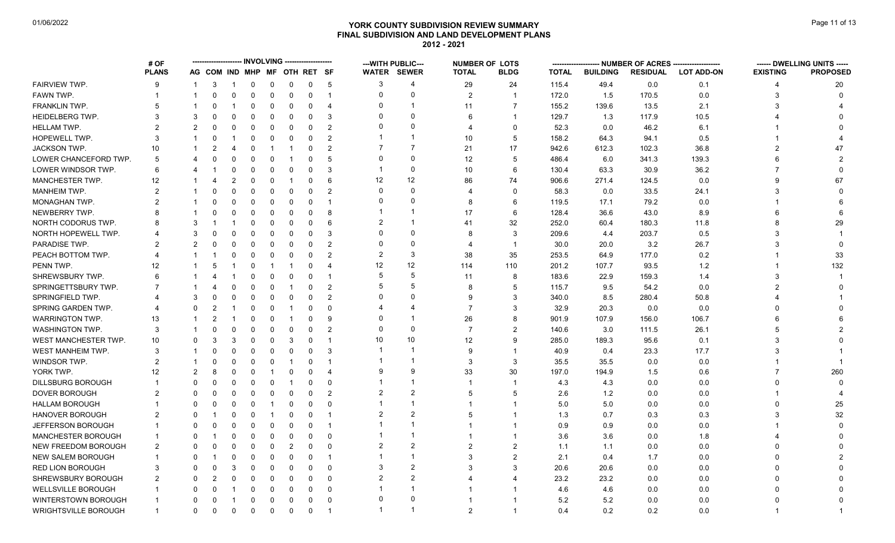# YORK COUNTY SUBDIVISION REVIEW SUMMARY

## FINAL SUBDIVISION AND LAND DEVELOPMENT PLANS

### 2012 - 2021

01/06/2022

| | # OF PLANS | INVOLVING | | | | | | | | WITH PUBLIC | | NUMBER OF LOTS | | NUMBER OF ACRES | | | | DWELLING UNITS | |
|---|---|---|---|---|---|---|---|---|---|---|---|---|---|---|---|---|---|---|---|
| | | AG | COM | IND | MHP | MF | OTH | RET | SF | WATER | SEWER | TOTAL | BLDG | TOTAL | BUILDING | RESIDUAL | LOT ADD-ON | EXISTING | PROPOSED |
| FAIRVIEW TWP. | 9 | 1 | 3 | 1 | 0 | 0 | 0 | 0 | 5 | 3 | 4 | 29 | 24 | 115.4 | 49.4 | 0.0 | 0.1 | 4 | 20 |
| FAWN TWP. | 1 | 1 | 0 | 0 | 0 | 0 | 0 | 0 | 1 | 0 | 0 | 2 | 1 | 172.0 | 1.5 | 170.5 | 0.0 | 3 | 0 |
| FRANKLIN TWP. | 5 | 1 | 0 | 1 | 0 | 0 | 0 | 0 | 4 | 0 | 1 | 11 | 7 | 155.2 | 139.6 | 13.5 | 2.1 | 3 | 4 |
| HEIDELBERG TWP. | 3 | 3 | 0 | 0 | 0 | 0 | 0 | 0 | 3 | 0 | 0 | 6 | 1 | 129.7 | 1.3 | 117.9 | 10.5 | 4 | 0 |
| HELLAM TWP. | 2 | 2 | 0 | 0 | 0 | 0 | 0 | 0 | 2 | 0 | 0 | 4 | 0 | 52.3 | 0.0 | 46.2 | 6.1 | 1 | 0 |
| HOPEWELL TWP. | 3 | 1 | 0 | 1 | 0 | 0 | 0 | 0 | 2 | 1 | 1 | 10 | 5 | 158.2 | 64.3 | 94.1 | 0.5 | 1 | 4 |
| JACKSON TWP. | 10 | 1 | 2 | 4 | 0 | 1 | 1 | 0 | 2 | 7 | 7 | 21 | 17 | 942.6 | 612.3 | 102.3 | 36.8 | 2 | 47 |
| LOWER CHANCEFORD TWP. | 5 | 4 | 0 | 0 | 0 | 0 | 1 | 0 | 5 | 0 | 0 | 12 | 5 | 486.4 | 6.0 | 341.3 | 139.3 | 6 | 2 |
| LOWER WINDSOR TWP. | 6 | 4 | 1 | 0 | 0 | 0 | 0 | 0 | 3 | 1 | 0 | 10 | 6 | 130.4 | 63.3 | 30.9 | 36.2 | 7 | 0 |
| MANCHESTER TWP. | 12 | 1 | 4 | 2 | 0 | 0 | 1 | 0 | 6 | 12 | 12 | 86 | 74 | 906.6 | 271.4 | 124.5 | 0.0 | 9 | 67 |
| MANHEIM TWP. | 2 | 1 | 0 | 0 | 0 | 0 | 0 | 0 | 2 | 0 | 0 | 4 | 0 | 58.3 | 0.0 | 33.5 | 24.1 | 3 | 0 |
| MONAGHAN TWP. | 2 | 1 | 0 | 0 | 0 | 0 | 0 | 0 | 1 | 0 | 0 | 8 | 6 | 119.5 | 17.1 | 79.2 | 0.0 | 1 | 6 |
| NEWBERRY TWP. | 8 | 1 | 0 | 0 | 0 | 0 | 0 | 0 | 8 | 1 | 1 | 17 | 6 | 128.4 | 36.6 | 43.0 | 8.9 | 6 | 6 |
| NORTH CODORUS TWP. | 8 | 3 | 1 | 1 | 0 | 0 | 0 | 0 | 6 | 2 | 1 | 41 | 32 | 252.0 | 60.4 | 180.3 | 11.8 | 8 | 29 |
| NORTH HOPEWELL TWP. | 4 | 3 | 0 | 0 | 0 | 0 | 0 | 0 | 3 | 0 | 0 | 8 | 3 | 209.6 | 4.4 | 203.7 | 0.5 | 3 | 1 |
| PARADISE TWP. | 2 | 2 | 0 | 0 | 0 | 0 | 0 | 0 | 2 | 0 | 0 | 4 | 1 | 30.0 | 20.0 | 3.2 | 26.7 | 3 | 0 |
| PEACH BOTTOM TWP. | 4 | 1 | 1 | 0 | 0 | 0 | 0 | 0 | 2 | 2 | 3 | 38 | 35 | 253.5 | 64.9 | 177.0 | 0.2 | 1 | 33 |
| PENN TWP. | 12 | 1 | 5 | 1 | 0 | 1 | 1 | 0 | 4 | 12 | 12 | 114 | 110 | 201.2 | 107.7 | 93.5 | 1.2 | 1 | 132 |
| SHREWSBURY TWP. | 6 | 1 | 4 | 1 | 0 | 0 | 0 | 0 | 1 | 5 | 5 | 11 | 8 | 183.6 | 22.9 | 159.3 | 1.4 | 3 | 1 |
| SPRINGETTSBURY TWP. | 7 | 1 | 4 | 0 | 0 | 0 | 1 | 0 | 2 | 5 | 5 | 8 | 5 | 115.7 | 9.5 | 54.2 | 0.0 | 2 | 0 |
| SPRINGFIELD TWP. | 4 | 3 | 0 | 0 | 0 | 0 | 0 | 0 | 2 | 0 | 0 | 9 | 3 | 340.0 | 8.5 | 280.4 | 50.8 | 4 | 1 |
| SPRING GARDEN TWP. | 4 | 0 | 2 | 1 | 0 | 0 | 1 | 0 | 0 | 4 | 4 | 7 | 3 | 32.9 | 20.3 | 0.0 | 0.0 | 0 | 0 |
| WARRINGTON TWP. | 13 | 1 | 2 | 1 | 0 | 0 | 1 | 0 | 9 | 0 | 1 | 26 | 8 | 901.9 | 107.9 | 156.0 | 106.7 | 6 | 6 |
| WASHINGTON TWP. | 3 | 1 | 0 | 0 | 0 | 0 | 0 | 0 | 2 | 0 | 0 | 7 | 2 | 140.6 | 3.0 | 111.5 | 26.1 | 5 | 2 |
| WEST MANCHESTER TWP. | 10 | 0 | 3 | 3 | 0 | 0 | 3 | 0 | 1 | 10 | 10 | 12 | 9 | 285.0 | 189.3 | 95.6 | 0.1 | 3 | 0 |
| WEST MANHEIM TWP. | 3 | 1 | 0 | 0 | 0 | 0 | 0 | 0 | 3 | 1 | 1 | 9 | 1 | 40.9 | 0.4 | 23.3 | 17.7 | 3 | 1 |
| WINDSOR TWP. | 2 | 1 | 0 | 0 | 0 | 0 | 1 | 0 | 1 | 1 | 1 | 3 | 3 | 35.5 | 35.5 | 0.0 | 0.0 | 1 | 1 |
| YORK TWP. | 12 | 2 | 8 | 0 | 0 | 1 | 0 | 0 | 4 | 9 | 9 | 33 | 30 | 197.0 | 194.9 | 1.5 | 0.6 | 7 | 260 |
| DILLSBURG BOROUGH | 1 | 0 | 0 | 0 | 0 | 0 | 1 | 0 | 0 | 1 | 1 | 1 | 1 | 4.3 | 4.3 | 0.0 | 0.0 | 0 | 0 |
| DOVER BOROUGH | 2 | 0 | 0 | 0 | 0 | 0 | 0 | 0 | 2 | 2 | 2 | 5 | 5 | 2.6 | 1.2 | 0.0 | 0.0 | 1 | 4 |
| HALLAM BOROUGH | 1 | 0 | 0 | 0 | 0 | 1 | 0 | 0 | 0 | 1 | 1 | 1 | 1 | 5.0 | 5.0 | 0.0 | 0.0 | 0 | 25 |
| HANOVER BOROUGH | 2 | 0 | 1 | 0 | 0 | 1 | 0 | 0 | 1 | 2 | 2 | 5 | 1 | 1.3 | 0.7 | 0.3 | 0.3 | 3 | 32 |
| JEFFERSON BOROUGH | 1 | 0 | 0 | 0 | 0 | 0 | 0 | 0 | 1 | 1 | 1 | 1 | 1 | 0.9 | 0.9 | 0.0 | 0.0 | 1 | 0 |
| MANCHESTER BOROUGH | 1 | 0 | 1 | 0 | 0 | 0 | 0 | 0 | 0 | 1 | 1 | 1 | 1 | 3.6 | 3.6 | 0.0 | 1.8 | 4 | 0 |
| NEW FREEDOM BOROUGH | 2 | 0 | 0 | 0 | 0 | 0 | 2 | 0 | 0 | 2 | 2 | 2 | 2 | 1.1 | 1.1 | 0.0 | 0.0 | 0 | 0 |
| NEW SALEM BOROUGH | 1 | 0 | 1 | 0 | 0 | 0 | 0 | 0 | 1 | 1 | 1 | 3 | 2 | 2.1 | 0.4 | 1.7 | 0.0 | 0 | 2 |
| RED LION BOROUGH | 3 | 0 | 0 | 3 | 0 | 0 | 0 | 0 | 0 | 3 | 2 | 3 | 3 | 20.6 | 20.6 | 0.0 | 0.0 | 0 | 0 |
| SHREWSBURY BOROUGH | 2 | 0 | 2 | 0 | 0 | 0 | 0 | 0 | 0 | 2 | 2 | 4 | 4 | 23.2 | 23.2 | 0.0 | 0.0 | 0 | 0 |
| WELLSVILLE BOROUGH | 1 | 0 | 0 | 1 | 0 | 0 | 0 | 0 | 0 | 1 | 1 | 1 | 1 | 4.6 | 4.6 | 0.0 | 0.0 | 0 | 0 |
| WINTERSTOWN BOROUGH | 1 | 0 | 0 | 1 | 0 | 0 | 0 | 0 | 0 | 0 | 0 | 1 | 1 | 5.2 | 5.2 | 0.0 | 0.0 | 0 | 0 |
| WRIGHTSVILLE BOROUGH | 1 | 0 | 0 | 0 | 0 | 0 | 0 | 0 | 1 | 1 | 1 | 2 | 1 | 0.4 | 0.2 | 0.2 | 0.0 | 1 | 1 |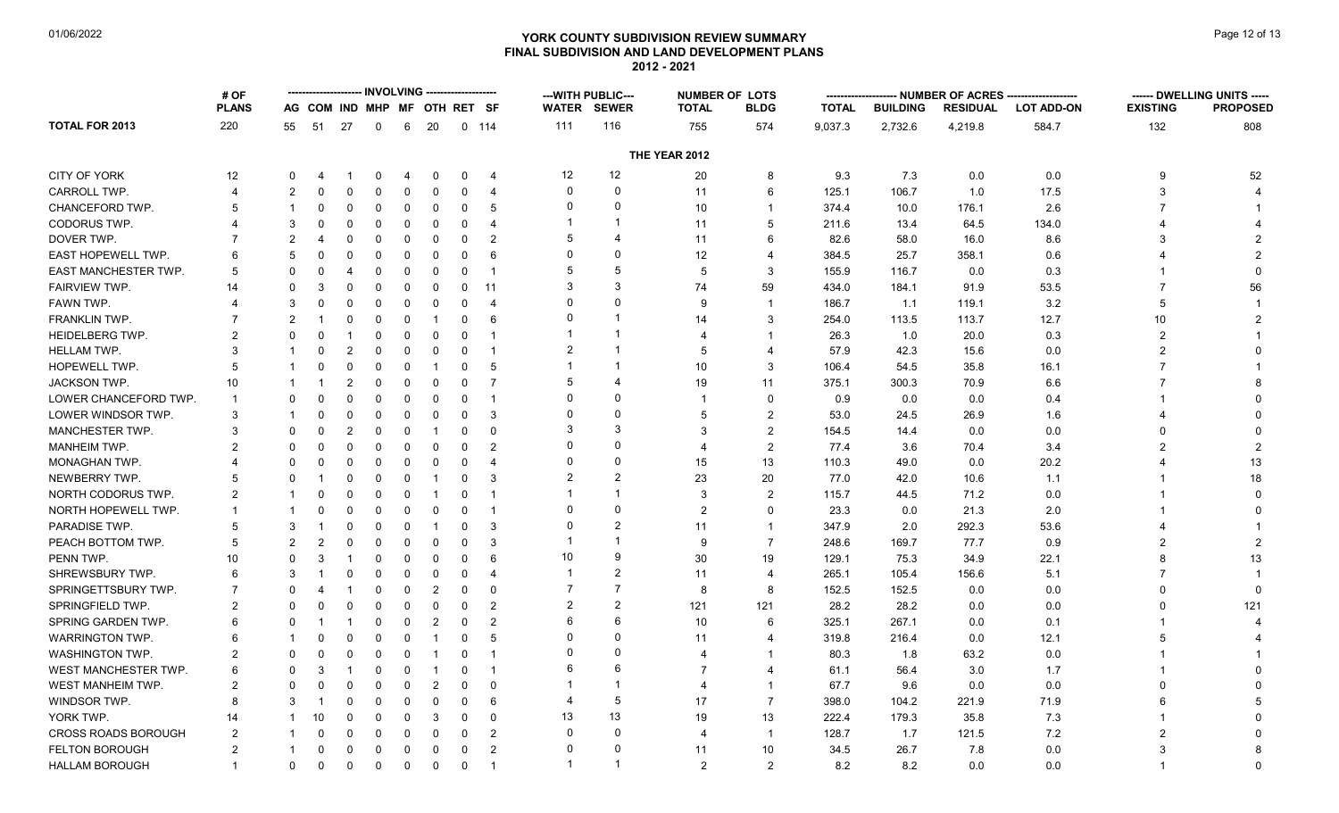# YORK COUNTY SUBDIVISION REVIEW SUMMARY
## FINAL SUBDIVISION AND LAND DEVELOPMENT PLANS
### 2012 - 2021

| | # OF PLANS | INVOLVING | | | | | | | | ---WITH PUBLIC--- | | NUMBER OF LOTS | | NUMBER OF ACRES | | | | DWELLING UNITS | |
|---|---|---|---|---|---|---|---|---|---|---|---|---|---|---|---|---|---|---|---|
| | | AG | COM | IND | MHP | MF | OTH | RET | SF | WATER | SEWER | TOTAL | BLDG | TOTAL | BUILDING | RESIDUAL | LOT ADD-ON | EXISTING | PROPOSED |
| **TOTAL FOR 2013** | 220 | 55 | 51 | 27 | 0 | 6 | 20 | 0 | 114 | 111 | 116 | 755 | 574 | 9,037.3 | 2,732.6 | 4,219.8 | 584.7 | 132 | 808 |
| **THE YEAR 2012** | | | | | | | | | | | | | | | | | | | |
| CITY OF YORK | 12 | 0 | 4 | 1 | 0 | 4 | 0 | 0 | 4 | 12 | 12 | 20 | 8 | 9.3 | 7.3 | 0.0 | 0.0 | 9 | 52 |
| CARROLL TWP. | 4 | 2 | 0 | 0 | 0 | 0 | 0 | 0 | 4 | 0 | 0 | 11 | 6 | 125.1 | 106.7 | 1.0 | 17.5 | 3 | 4 |
| CHANCEFORD TWP. | 5 | 1 | 0 | 0 | 0 | 0 | 0 | 0 | 5 | 0 | 0 | 10 | 1 | 374.4 | 10.0 | 176.1 | 2.6 | 7 | 1 |
| CODORUS TWP. | 4 | 3 | 0 | 0 | 0 | 0 | 0 | 0 | 4 | 1 | 1 | 11 | 5 | 211.6 | 13.4 | 64.5 | 134.0 | 4 | 4 |
| DOVER TWP. | 7 | 2 | 4 | 0 | 0 | 0 | 0 | 0 | 2 | 5 | 4 | 11 | 6 | 82.6 | 58.0 | 16.0 | 8.6 | 3 | 2 |
| EAST HOPEWELL TWP. | 6 | 5 | 0 | 0 | 0 | 0 | 0 | 0 | 6 | 0 | 0 | 12 | 4 | 384.5 | 25.7 | 358.1 | 0.6 | 4 | 2 |
| EAST MANCHESTER TWP. | 5 | 0 | 0 | 4 | 0 | 0 | 0 | 0 | 1 | 5 | 5 | 5 | 3 | 155.9 | 116.7 | 0.0 | 0.3 | 1 | 0 |
| FAIRVIEW TWP. | 14 | 0 | 3 | 0 | 0 | 0 | 0 | 0 | 11 | 3 | 3 | 74 | 59 | 434.0 | 184.1 | 91.9 | 53.5 | 7 | 56 |
| FAWN TWP. | 4 | 3 | 0 | 0 | 0 | 0 | 0 | 0 | 4 | 0 | 0 | 9 | 1 | 186.7 | 1.1 | 119.1 | 3.2 | 5 | 1 |
| FRANKLIN TWP. | 7 | 2 | 1 | 0 | 0 | 0 | 1 | 0 | 6 | 0 | 1 | 14 | 3 | 254.0 | 113.5 | 113.7 | 12.7 | 10 | 2 |
| HEIDELBERG TWP. | 2 | 0 | 0 | 1 | 0 | 0 | 0 | 0 | 1 | 1 | 1 | 4 | 1 | 26.3 | 1.0 | 20.0 | 0.3 | 2 | 1 |
| HELLAM TWP. | 3 | 1 | 0 | 2 | 0 | 0 | 0 | 0 | 1 | 2 | 1 | 5 | 4 | 57.9 | 42.3 | 15.6 | 0.0 | 2 | 0 |
| HOPEWELL TWP. | 5 | 1 | 0 | 0 | 0 | 0 | 1 | 0 | 5 | 1 | 1 | 10 | 3 | 106.4 | 54.5 | 35.8 | 16.1 | 7 | 1 |
| JACKSON TWP. | 10 | 1 | 1 | 2 | 0 | 0 | 0 | 0 | 7 | 5 | 4 | 19 | 11 | 375.1 | 300.3 | 70.9 | 6.6 | 7 | 8 |
| LOWER CHANCEFORD TWP. | 1 | 0 | 0 | 0 | 0 | 0 | 0 | 0 | 1 | 0 | 0 | 1 | 0 | 0.9 | 0.0 | 0.0 | 0.4 | 1 | 0 |
| LOWER WINDSOR TWP. | 3 | 1 | 0 | 0 | 0 | 0 | 0 | 0 | 3 | 0 | 0 | 5 | 2 | 53.0 | 24.5 | 26.9 | 1.6 | 4 | 0 |
| MANCHESTER TWP. | 3 | 0 | 0 | 2 | 0 | 0 | 1 | 0 | 0 | 3 | 3 | 3 | 2 | 154.5 | 14.4 | 0.0 | 0.0 | 0 | 0 |
| MANHEIM TWP. | 2 | 0 | 0 | 0 | 0 | 0 | 0 | 0 | 2 | 0 | 0 | 4 | 2 | 77.4 | 3.6 | 70.4 | 3.4 | 2 | 2 |
| MONAGHAN TWP. | 4 | 0 | 0 | 0 | 0 | 0 | 0 | 0 | 4 | 0 | 0 | 15 | 13 | 110.3 | 49.0 | 0.0 | 20.2 | 4 | 13 |
| NEWBERRY TWP. | 5 | 0 | 1 | 0 | 0 | 0 | 1 | 0 | 3 | 2 | 2 | 23 | 20 | 77.0 | 42.0 | 10.6 | 1.1 | 1 | 18 |
| NORTH CODORUS TWP. | 2 | 1 | 0 | 0 | 0 | 0 | 1 | 0 | 1 | 1 | 1 | 3 | 2 | 115.7 | 44.5 | 71.2 | 0.0 | 1 | 0 |
| NORTH HOPEWELL TWP. | 1 | 1 | 0 | 0 | 0 | 0 | 0 | 0 | 1 | 0 | 0 | 2 | 0 | 23.3 | 0.0 | 21.3 | 2.0 | 1 | 0 |
| PARADISE TWP. | 5 | 3 | 1 | 0 | 0 | 0 | 1 | 0 | 3 | 0 | 2 | 11 | 1 | 347.9 | 2.0 | 292.3 | 53.6 | 4 | 1 |
| PEACH BOTTOM TWP. | 5 | 2 | 2 | 0 | 0 | 0 | 0 | 0 | 3 | 1 | 1 | 9 | 7 | 248.6 | 169.7 | 77.7 | 0.9 | 2 | 2 |
| PENN TWP. | 10 | 0 | 3 | 1 | 0 | 0 | 0 | 0 | 6 | 10 | 9 | 30 | 19 | 129.1 | 75.3 | 34.9 | 22.1 | 8 | 13 |
| SHREWSBURY TWP. | 6 | 3 | 1 | 0 | 0 | 0 | 0 | 0 | 4 | 1 | 2 | 11 | 4 | 265.1 | 105.4 | 156.6 | 5.1 | 7 | 1 |
| SPRINGETTSBURY TWP. | 7 | 0 | 4 | 1 | 0 | 0 | 2 | 0 | 0 | 7 | 7 | 8 | 8 | 152.5 | 152.5 | 0.0 | 0.0 | 0 | 0 |
| SPRINGFIELD TWP. | 2 | 0 | 0 | 0 | 0 | 0 | 0 | 0 | 2 | 2 | 2 | 121 | 121 | 28.2 | 28.2 | 0.0 | 0.0 | 0 | 121 |
| SPRING GARDEN TWP. | 6 | 0 | 1 | 1 | 0 | 0 | 2 | 0 | 2 | 6 | 6 | 10 | 6 | 325.1 | 267.1 | 0.0 | 0.1 | 1 | 4 |
| WARRINGTON TWP. | 6 | 1 | 0 | 0 | 0 | 0 | 1 | 0 | 5 | 0 | 0 | 11 | 4 | 319.8 | 216.4 | 0.0 | 12.1 | 5 | 4 |
| WASHINGTON TWP. | 2 | 0 | 0 | 0 | 0 | 0 | 1 | 0 | 1 | 0 | 0 | 4 | 1 | 80.3 | 1.8 | 63.2 | 0.0 | 1 | 1 |
| WEST MANCHESTER TWP. | 6 | 0 | 3 | 1 | 0 | 0 | 1 | 0 | 1 | 6 | 6 | 7 | 4 | 61.1 | 56.4 | 3.0 | 1.7 | 1 | 0 |
| WEST MANHEIM TWP. | 2 | 0 | 0 | 0 | 0 | 0 | 2 | 0 | 0 | 1 | 1 | 4 | 1 | 67.7 | 9.6 | 0.0 | 0.0 | 0 | 0 |
| WINDSOR TWP. | 8 | 3 | 1 | 0 | 0 | 0 | 0 | 0 | 6 | 4 | 5 | 17 | 7 | 398.0 | 104.2 | 221.9 | 71.9 | 6 | 5 |
| YORK TWP. | 14 | 1 | 10 | 0 | 0 | 0 | 3 | 0 | 0 | 13 | 13 | 19 | 13 | 222.4 | 179.3 | 35.8 | 7.3 | 1 | 0 |
| CROSS ROADS BOROUGH | 2 | 1 | 0 | 0 | 0 | 0 | 0 | 0 | 2 | 0 | 0 | 4 | 1 | 128.7 | 1.7 | 121.5 | 7.2 | 2 | 0 |
| FELTON BOROUGH | 2 | 1 | 0 | 0 | 0 | 0 | 0 | 0 | 2 | 0 | 0 | 11 | 10 | 34.5 | 26.7 | 7.8 | 0.0 | 3 | 8 |
| HALLAM BOROUGH | 1 | 0 | 0 | 0 | 0 | 0 | 0 | 0 | 1 | 1 | 1 | 2 | 2 | 8.2 | 8.2 | 0.0 | 0.0 | 1 | 0 |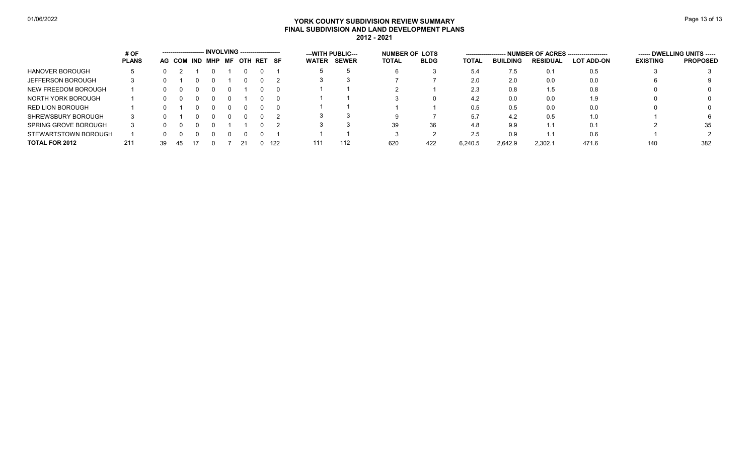# YORK COUNTY SUBDIVISION REVIEW SUMMARY
## FINAL SUBDIVISION AND LAND DEVELOPMENT PLANS
### 2012 - 2021

| | # OF | INVOLVING | | | | | | | | WITH PUBLIC | | NUMBER OF LOTS | | NUMBER OF ACRES | | | | DWELLING UNITS | |
|---|---|---|---|---|---|---|---|---|---|---|---|---|---|---|---|---|---|---|---|
| | PLANS | AG | COM | IND | MHP | MF | OTH | RET | SF | WATER | SEWER | TOTAL | BLDG | TOTAL | BUILDING | RESIDUAL | LOT ADD-ON | EXISTING | PROPOSED |
| HANOVER BOROUGH | 5 | 0 | 2 | 1 | 0 | 1 | 0 | 0 | 1 | 5 | 5 | 6 | 3 | 5.4 | 7.5 | 0.1 | 0.5 | 3 | 3 |
| JEFFERSON BOROUGH | 3 | 0 | 1 | 0 | 0 | 1 | 0 | 0 | 2 | 3 | 3 | 7 | 7 | 2.0 | 2.0 | 0.0 | 0.0 | 6 | 9 |
| NEW FREEDOM BOROUGH | 1 | 0 | 0 | 0 | 0 | 0 | 1 | 0 | 0 | 1 | 1 | 2 | 1 | 2.3 | 0.8 | 1.5 | 0.8 | 0 | 0 |
| NORTH YORK BOROUGH | 1 | 0 | 0 | 0 | 0 | 0 | 1 | 0 | 0 | 1 | 1 | 3 | 0 | 4.2 | 0.0 | 0.0 | 1.9 | 0 | 0 |
| RED LION BOROUGH | 1 | 0 | 1 | 0 | 0 | 0 | 0 | 0 | 0 | 1 | 1 | 1 | 1 | 0.5 | 0.5 | 0.0 | 0.0 | 0 | 0 |
| SHREWSBURY BOROUGH | 3 | 0 | 1 | 0 | 0 | 0 | 0 | 0 | 2 | 3 | 3 | 9 | 7 | 5.7 | 4.2 | 0.5 | 1.0 | 1 | 6 |
| SPRING GROVE BOROUGH | 3 | 0 | 0 | 0 | 0 | 1 | 1 | 0 | 2 | 3 | 3 | 39 | 36 | 4.8 | 9.9 | 1.1 | 0.1 | 2 | 35 |
| STEWARTSTOWN BOROUGH | 1 | 0 | 0 | 0 | 0 | 0 | 0 | 0 | 1 | 1 | 1 | 3 | 2 | 2.5 | 0.9 | 1.1 | 0.6 | 1 | 2 |
| **TOTAL FOR 2012** | 211 | 39 | 45 | 17 | 0 | 7 | 21 | 0 | 122 | 111 | 112 | 620 | 422 | 6,240.5 | 2,642.9 | 2,302.1 | 471.6 | 140 | 382 |